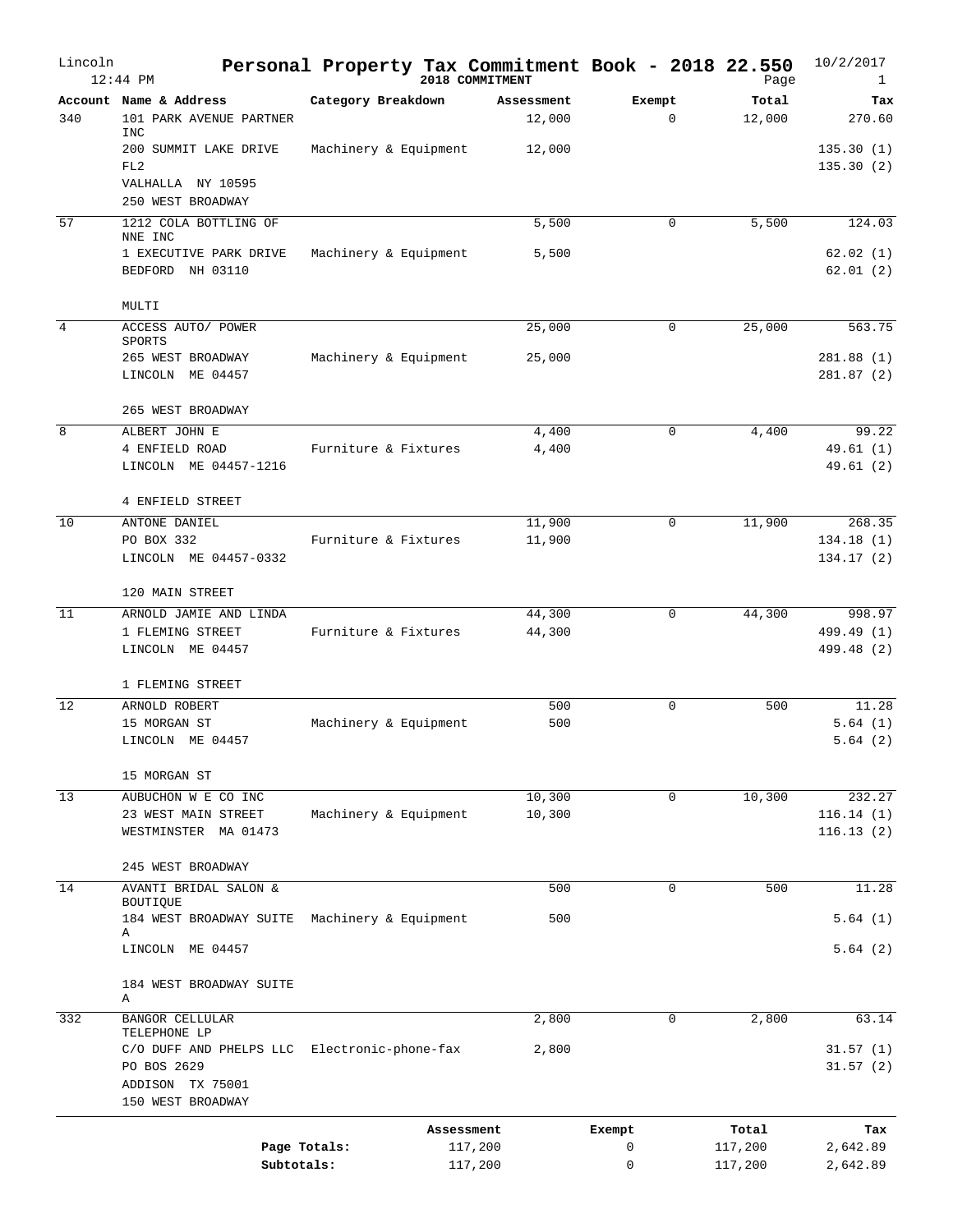# Personal Property Tax Commitment Book - 2018 22.550

Lincoln
12:44 PM

2018 COMMITMENT

10/2/2017

| Account | Name & Address | Category Breakdown | Assessment | Exempt | Total | Tax |
|---|---|---|---|---|---|---|
| 340 | 101 PARK AVENUE PARTNER INC | | 12,000 | 0 | 12,000 | 270.60 |
| | 200 SUMMIT LAKE DRIVE FL2 | Machinery & Equipment | 12,000 | | | 135.30 (1) |
| | VALHALLA NY 10595 | | | | | 135.30 (2) |
| | 250 WEST BROADWAY | | | | | |
| 57 | 1212 COLA BOTTLING OF NNE INC | | 5,500 | 0 | 5,500 | 124.03 |
| | 1 EXECUTIVE PARK DRIVE | Machinery & Equipment | 5,500 | | | 62.02 (1) |
| | BEDFORD NH 03110 | | | | | 62.01 (2) |
| | MULTI | | | | | |
| 4 | ACCESS AUTO/ POWER SPORTS | | 25,000 | 0 | 25,000 | 563.75 |
| | 265 WEST BROADWAY | Machinery & Equipment | 25,000 | | | 281.88 (1) |
| | LINCOLN ME 04457 | | | | | 281.87 (2) |
| | 265 WEST BROADWAY | | | | | |
| 8 | ALBERT JOHN E | | 4,400 | 0 | 4,400 | 99.22 |
| | 4 ENFIELD ROAD | Furniture & Fixtures | 4,400 | | | 49.61 (1) |
| | LINCOLN ME 04457-1216 | | | | | 49.61 (2) |
| | 4 ENFIELD STREET | | | | | |
| 10 | ANTONE DANIEL | | 11,900 | 0 | 11,900 | 268.35 |
| | PO BOX 332 | Furniture & Fixtures | 11,900 | | | 134.18 (1) |
| | LINCOLN ME 04457-0332 | | | | | 134.17 (2) |
| | 120 MAIN STREET | | | | | |
| 11 | ARNOLD JAMIE AND LINDA | | 44,300 | 0 | 44,300 | 998.97 |
| | 1 FLEMING STREET | Furniture & Fixtures | 44,300 | | | 499.49 (1) |
| | LINCOLN ME 04457 | | | | | 499.48 (2) |
| | 1 FLEMING STREET | | | | | |
| 12 | ARNOLD ROBERT | | 500 | 0 | 500 | 11.28 |
| | 15 MORGAN ST | Machinery & Equipment | 500 | | | 5.64 (1) |
| | LINCOLN ME 04457 | | | | | 5.64 (2) |
| | 15 MORGAN ST | | | | | |
| 13 | AUBUCHON W E CO INC | | 10,300 | 0 | 10,300 | 232.27 |
| | 23 WEST MAIN STREET | Machinery & Equipment | 10,300 | | | 116.14 (1) |
| | WESTMINSTER MA 01473 | | | | | 116.13 (2) |
| | 245 WEST BROADWAY | | | | | |
| 14 | AVANTI BRIDAL SALON & BOUTIQUE | | 500 | 0 | 500 | 11.28 |
| | 184 WEST BROADWAY SUITE A | Machinery & Equipment | 500 | | | 5.64 (1) |
| | LINCOLN ME 04457 | | | | | 5.64 (2) |
| | 184 WEST BROADWAY SUITE A | | | | | |
| 332 | BANGOR CELLULAR TELEPHONE LP | | 2,800 | 0 | 2,800 | 63.14 |
| | C/O DUFF AND PHELPS LLC | Electronic-phone-fax | 2,800 | | | 31.57 (1) |
| | PO BOS 2629 | | | | | 31.57 (2) |
| | ADDISON TX 75001 | | | | | |
| | 150 WEST BROADWAY | | | | | |

| | Assessment | Exempt | Total | Tax |
|---|---|---|---|---|
| Page Totals: | 117,200 | 0 | 117,200 | 2,642.89 |
| Subtotals: | 117,200 | 0 | 117,200 | 2,642.89 |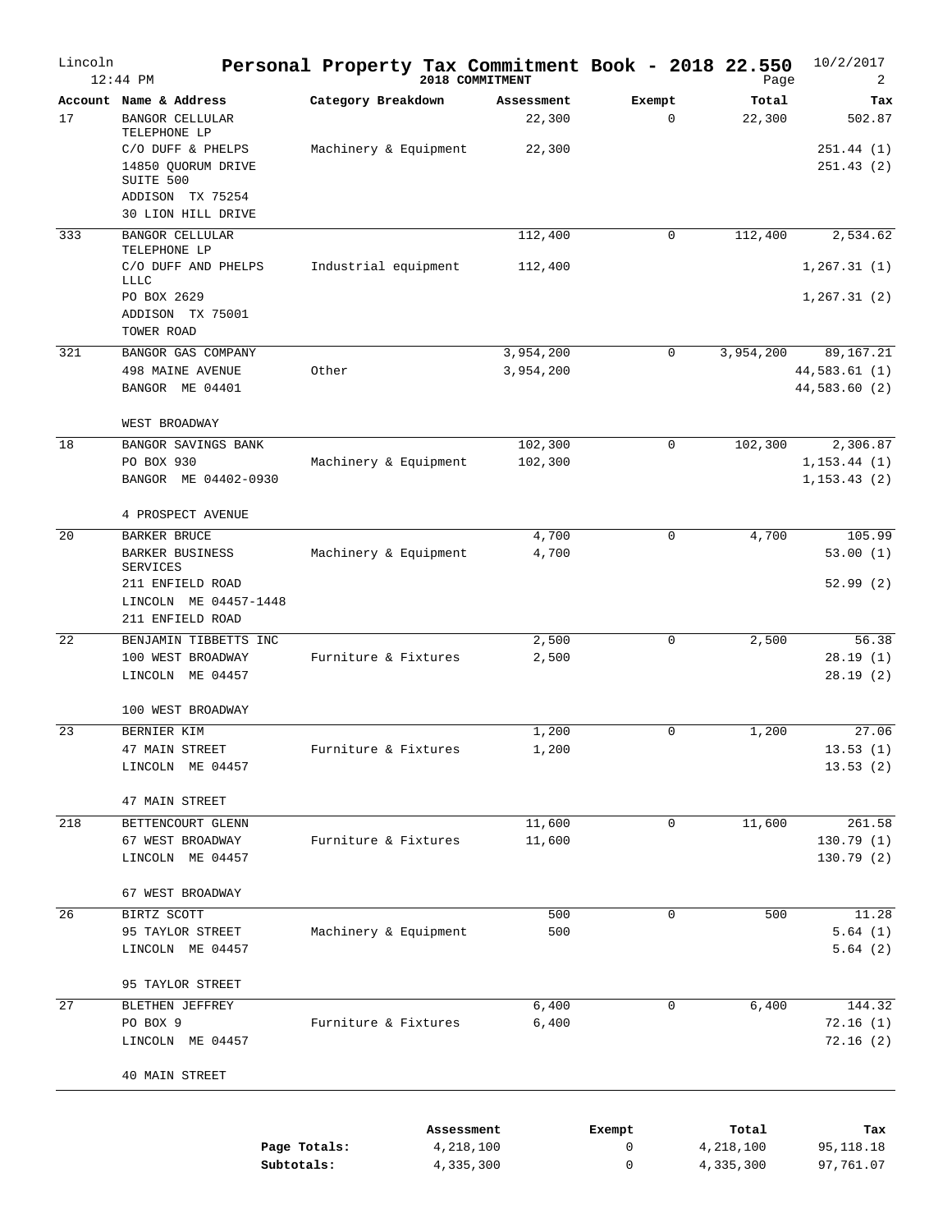# Personal Property Tax Commitment Book - 2018 22.550

Lincoln
12:44 PM

2018 COMMITMENT

10/2/2017

| Account | Name & Address | Category Breakdown | Assessment | Exempt | Total | Tax |
|---|---|---|---|---|---|---|
| 17 | BANGOR CELLULAR TELEPHONE LP | | 22,300 | 0 | 22,300 | 502.87 |
| | C/O DUFF & PHELPS | Machinery & Equipment | 22,300 | | | 251.44 (1) |
| | 14850 QUORUM DRIVE SUITE 500 | | | | | 251.43 (2) |
| | ADDISON TX 75254 | | | | | |
| | 30 LION HILL DRIVE | | | | | |
| 333 | BANGOR CELLULAR TELEPHONE LP | | 112,400 | 0 | 112,400 | 2,534.62 |
| | C/O DUFF AND PHELPS LLLC | Industrial equipment | 112,400 | | | 1,267.31 (1) |
| | PO BOX 2629 | | | | | 1,267.31 (2) |
| | ADDISON TX 75001 | | | | | |
| | TOWER ROAD | | | | | |
| 321 | BANGOR GAS COMPANY | | 3,954,200 | 0 | 3,954,200 | 89,167.21 |
| | 498 MAINE AVENUE | Other | 3,954,200 | | | 44,583.61 (1) |
| | BANGOR ME 04401 | | | | | 44,583.60 (2) |
| | WEST BROADWAY | | | | | |
| 18 | BANGOR SAVINGS BANK | | 102,300 | 0 | 102,300 | 2,306.87 |
| | PO BOX 930 | Machinery & Equipment | 102,300 | | | 1,153.44 (1) |
| | BANGOR ME 04402-0930 | | | | | 1,153.43 (2) |
| | 4 PROSPECT AVENUE | | | | | |
| 20 | BARKER BRUCE | | 4,700 | 0 | 4,700 | 105.99 |
| | BARKER BUSINESS SERVICES | Machinery & Equipment | 4,700 | | | 53.00 (1) |
| | 211 ENFIELD ROAD | | | | | 52.99 (2) |
| | LINCOLN ME 04457-1448 | | | | | |
| | 211 ENFIELD ROAD | | | | | |
| 22 | BENJAMIN TIBBETTS INC | | 2,500 | 0 | 2,500 | 56.38 |
| | 100 WEST BROADWAY | Furniture & Fixtures | 2,500 | | | 28.19 (1) |
| | LINCOLN ME 04457 | | | | | 28.19 (2) |
| | 100 WEST BROADWAY | | | | | |
| 23 | BERNIER KIM | | 1,200 | 0 | 1,200 | 27.06 |
| | 47 MAIN STREET | Furniture & Fixtures | 1,200 | | | 13.53 (1) |
| | LINCOLN ME 04457 | | | | | 13.53 (2) |
| | 47 MAIN STREET | | | | | |
| 218 | BETTENCOURT GLENN | | 11,600 | 0 | 11,600 | 261.58 |
| | 67 WEST BROADWAY | Furniture & Fixtures | 11,600 | | | 130.79 (1) |
| | LINCOLN ME 04457 | | | | | 130.79 (2) |
| | 67 WEST BROADWAY | | | | | |
| 26 | BIRTZ SCOTT | | 500 | 0 | 500 | 11.28 |
| | 95 TAYLOR STREET | Machinery & Equipment | 500 | | | 5.64 (1) |
| | LINCOLN ME 04457 | | | | | 5.64 (2) |
| | 95 TAYLOR STREET | | | | | |
| 27 | BLETHEN JEFFREY | | 6,400 | 0 | 6,400 | 144.32 |
| | PO BOX 9 | Furniture & Fixtures | 6,400 | | | 72.16 (1) |
| | LINCOLN ME 04457 | | | | | 72.16 (2) |
| | 40 MAIN STREET | | | | | |

| | Assessment | Exempt | Total | Tax |
|---|---|---|---|---|
| **Page Totals:** | 4,218,100 | 0 | 4,218,100 | 95,118.18 |
| **Subtotals:** | 4,335,300 | 0 | 4,335,300 | 97,761.07 |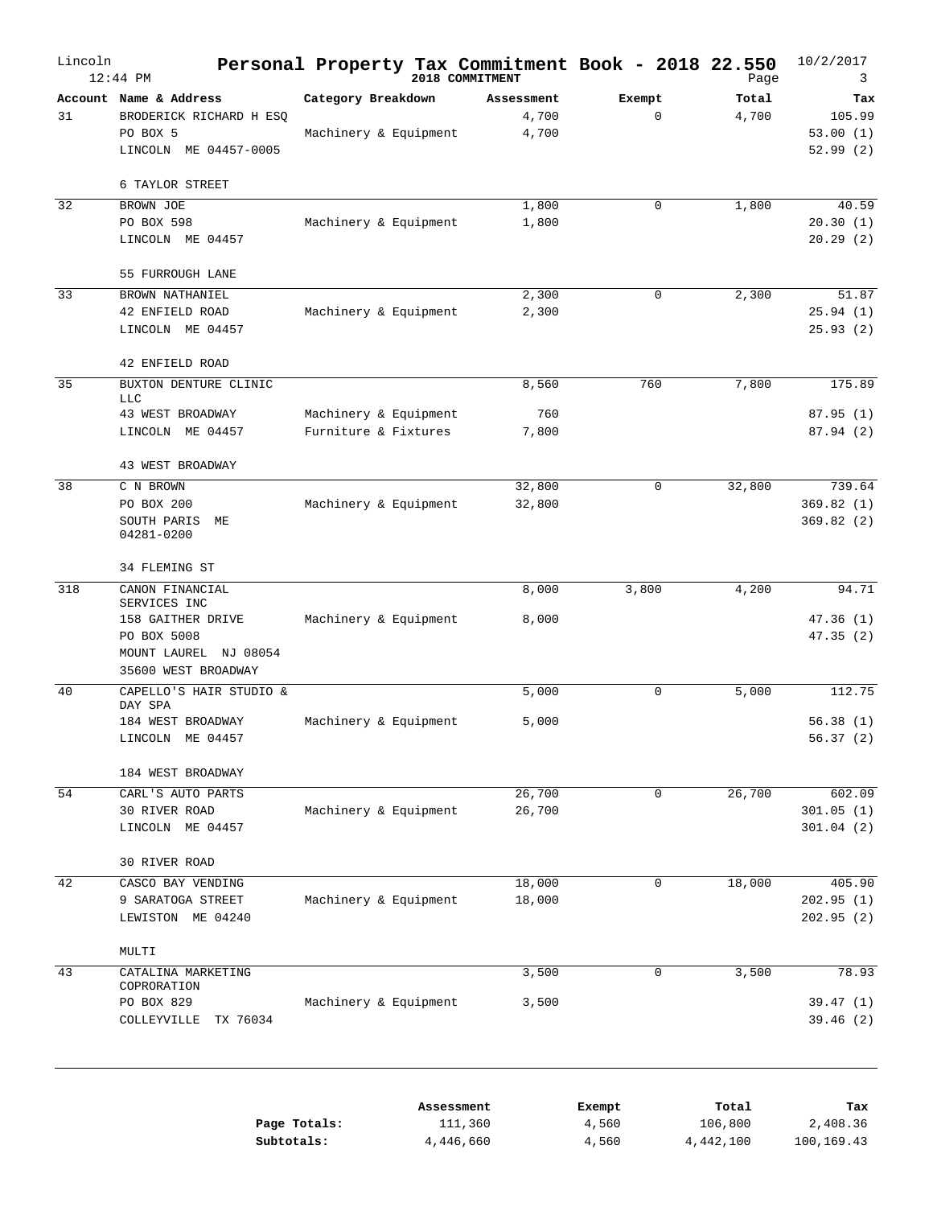# Personal Property Tax Commitment Book - 2018 22.550

Lincoln 12:44 PM — 2018 COMMITMENT — 10/2/2017

| Account | Name & Address | Category Breakdown | Assessment | Exempt | Total | Tax |
|---|---|---|---|---|---|---|
| 31 | BRODERICK RICHARD H ESQ | | 4,700 | 0 | 4,700 | 105.99 |
| | PO BOX 5 | Machinery & Equipment | 4,700 | | | 53.00 (1) |
| | LINCOLN ME 04457-0005 | | | | | 52.99 (2) |
| | 6 TAYLOR STREET | | | | | |
| 32 | BROWN JOE | | 1,800 | 0 | 1,800 | 40.59 |
| | PO BOX 598 | Machinery & Equipment | 1,800 | | | 20.30 (1) |
| | LINCOLN ME 04457 | | | | | 20.29 (2) |
| | 55 FURROUGH LANE | | | | | |
| 33 | BROWN NATHANIEL | | 2,300 | 0 | 2,300 | 51.87 |
| | 42 ENFIELD ROAD | Machinery & Equipment | 2,300 | | | 25.94 (1) |
| | LINCOLN ME 04457 | | | | | 25.93 (2) |
| | 42 ENFIELD ROAD | | | | | |
| 35 | BUXTON DENTURE CLINIC LLC | | 8,560 | 760 | 7,800 | 175.89 |
| | 43 WEST BROADWAY | Machinery & Equipment | 760 | | | 87.95 (1) |
| | LINCOLN ME 04457 | Furniture & Fixtures | 7,800 | | | 87.94 (2) |
| | 43 WEST BROADWAY | | | | | |
| 38 | C N BROWN | | 32,800 | 0 | 32,800 | 739.64 |
| | PO BOX 200 | Machinery & Equipment | 32,800 | | | 369.82 (1) |
| | SOUTH PARIS ME 04281-0200 | | | | | 369.82 (2) |
| | 34 FLEMING ST | | | | | |
| 318 | CANON FINANCIAL SERVICES INC | | 8,000 | 3,800 | 4,200 | 94.71 |
| | 158 GAITHER DRIVE | Machinery & Equipment | 8,000 | | | 47.36 (1) |
| | PO BOX 5008 | | | | | 47.35 (2) |
| | MOUNT LAUREL NJ 08054 | | | | | |
| | 35600 WEST BROADWAY | | | | | |
| 40 | CAPELLO'S HAIR STUDIO & DAY SPA | | 5,000 | 0 | 5,000 | 112.75 |
| | 184 WEST BROADWAY | Machinery & Equipment | 5,000 | | | 56.38 (1) |
| | LINCOLN ME 04457 | | | | | 56.37 (2) |
| | 184 WEST BROADWAY | | | | | |
| 54 | CARL'S AUTO PARTS | | 26,700 | 0 | 26,700 | 602.09 |
| | 30 RIVER ROAD | Machinery & Equipment | 26,700 | | | 301.05 (1) |
| | LINCOLN ME 04457 | | | | | 301.04 (2) |
| | 30 RIVER ROAD | | | | | |
| 42 | CASCO BAY VENDING | | 18,000 | 0 | 18,000 | 405.90 |
| | 9 SARATOGA STREET | Machinery & Equipment | 18,000 | | | 202.95 (1) |
| | LEWISTON ME 04240 | | | | | 202.95 (2) |
| | MULTI | | | | | |
| 43 | CATALINA MARKETING COPRORATION | | 3,500 | 0 | 3,500 | 78.93 |
| | PO BOX 829 | Machinery & Equipment | 3,500 | | | 39.47 (1) |
| | COLLEYVILLE TX 76034 | | | | | 39.46 (2) |

| | Assessment | Exempt | Total | Tax |
|---|---|---|---|---|
| **Page Totals:** | 111,360 | 4,560 | 106,800 | 2,408.36 |
| **Subtotals:** | 4,446,660 | 4,560 | 4,442,100 | 100,169.43 |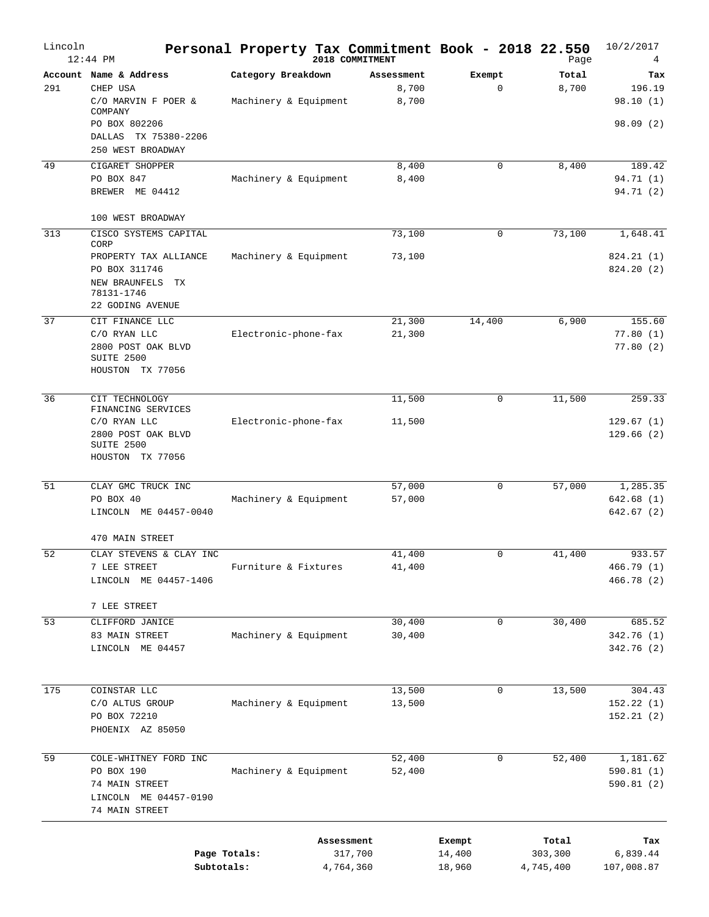# Personal Property Tax Commitment Book - 2018 22.550

Lincoln
12:44 PM
2018 COMMITMENT
10/2/2017

| Account | Name & Address | Category Breakdown | Assessment | Exempt | Total | Tax |
|---|---|---|---|---|---|---|
| 291 | CHEP USA<br>C/O MARVIN F POER & COMPANY<br>PO BOX 802206<br>DALLAS TX 75380-2206<br>250 WEST BROADWAY | Machinery & Equipment | 8,700<br>8,700 | 0 | 8,700 | 196.19<br>98.10 (1)<br>98.09 (2) |
| 49 | CIGARET SHOPPER<br>PO BOX 847<br>BREWER ME 04412<br>100 WEST BROADWAY | Machinery & Equipment | 8,400<br>8,400 | 0 | 8,400 | 189.42<br>94.71 (1)<br>94.71 (2) |
| 313 | CISCO SYSTEMS CAPITAL CORP<br>PROPERTY TAX ALLIANCE<br>PO BOX 311746<br>NEW BRAUNFELS TX 78131-1746<br>22 GODING AVENUE | Machinery & Equipment | 73,100<br>73,100 | 0 | 73,100 | 1,648.41<br>824.21 (1)<br>824.20 (2) |
| 37 | CIT FINANCE LLC<br>C/O RYAN LLC<br>2800 POST OAK BLVD SUITE 2500<br>HOUSTON TX 77056 | Electronic-phone-fax | 21,300<br>21,300 | 14,400 | 6,900 | 155.60<br>77.80 (1)<br>77.80 (2) |
| 36 | CIT TECHNOLOGY FINANCING SERVICES<br>C/O RYAN LLC<br>2800 POST OAK BLVD SUITE 2500<br>HOUSTON TX 77056 | Electronic-phone-fax | 11,500<br>11,500 | 0 | 11,500 | 259.33<br>129.67 (1)<br>129.66 (2) |
| 51 | CLAY GMC TRUCK INC<br>PO BOX 40<br>LINCOLN ME 04457-0040<br>470 MAIN STREET | Machinery & Equipment | 57,000<br>57,000 | 0 | 57,000 | 1,285.35<br>642.68 (1)<br>642.67 (2) |
| 52 | CLAY STEVENS & CLAY INC<br>7 LEE STREET<br>LINCOLN ME 04457-1406<br>7 LEE STREET | Furniture & Fixtures | 41,400<br>41,400 | 0 | 41,400 | 933.57<br>466.79 (1)<br>466.78 (2) |
| 53 | CLIFFORD JANICE<br>83 MAIN STREET<br>LINCOLN ME 04457 | Machinery & Equipment | 30,400<br>30,400 | 0 | 30,400 | 685.52<br>342.76 (1)<br>342.76 (2) |
| 175 | COINSTAR LLC<br>C/O ALTUS GROUP<br>PO BOX 72210<br>PHOENIX AZ 85050 | Machinery & Equipment | 13,500<br>13,500 | 0 | 13,500 | 304.43<br>152.22 (1)<br>152.21 (2) |
| 59 | COLE-WHITNEY FORD INC<br>PO BOX 190<br>74 MAIN STREET<br>LINCOLN ME 04457-0190<br>74 MAIN STREET | Machinery & Equipment | 52,400<br>52,400 | 0 | 52,400 | 1,181.62<br>590.81 (1)<br>590.81 (2) |

| | Assessment | Exempt | Total | Tax |
|---|---|---|---|---|
| Page Totals: | 317,700 | 14,400 | 303,300 | 6,839.44 |
| Subtotals: | 4,764,360 | 18,960 | 4,745,400 | 107,008.87 |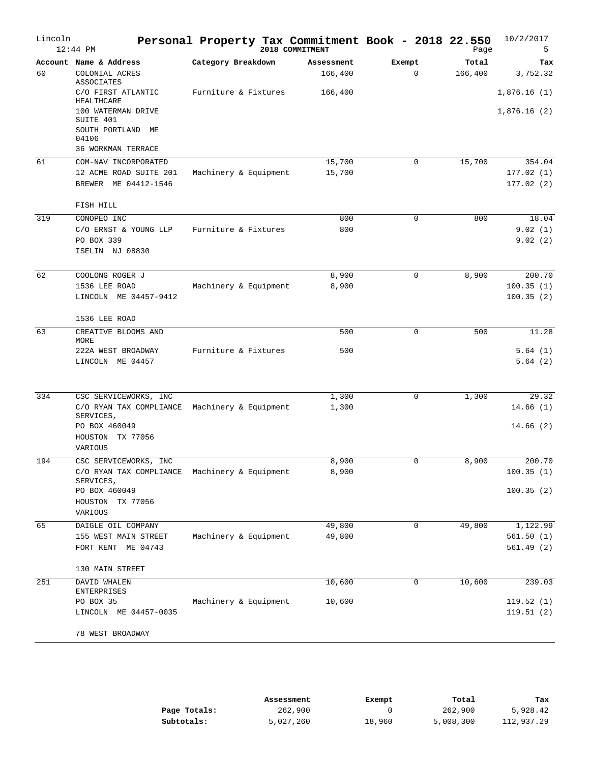# Personal Property Tax Commitment Book - 2018 22.550

Lincoln 12:44 PM — 2018 COMMITMENT — 10/2/2017

| Account | Name & Address | Category Breakdown | Assessment | Exempt | Total | Tax |
|---|---|---|---|---|---|---|
| 60 | COLONIAL ACRES ASSOCIATES | | 166,400 | 0 | 166,400 | 3,752.32 |
| | C/O FIRST ATLANTIC HEALTHCARE | Furniture & Fixtures | 166,400 | | | 1,876.16 (1) |
| | 100 WATERMAN DRIVE SUITE 401 | | | | | 1,876.16 (2) |
| | SOUTH PORTLAND ME 04106 | | | | | |
| | 36 WORKMAN TERRACE | | | | | |
| 61 | COM-NAV INCORPORATED | | 15,700 | 0 | 15,700 | 354.04 |
| | 12 ACME ROAD SUITE 201 | Machinery & Equipment | 15,700 | | | 177.02 (1) |
| | BREWER ME 04412-1546 | | | | | 177.02 (2) |
| | FISH HILL | | | | | |
| 319 | CONOPEO INC | | 800 | 0 | 800 | 18.04 |
| | C/O ERNST & YOUNG LLP | Furniture & Fixtures | 800 | | | 9.02 (1) |
| | PO BOX 339 | | | | | 9.02 (2) |
| | ISELIN NJ 08830 | | | | | |
| 62 | COOLONG ROGER J | | 8,900 | 0 | 8,900 | 200.70 |
| | 1536 LEE ROAD | Machinery & Equipment | 8,900 | | | 100.35 (1) |
| | LINCOLN ME 04457-9412 | | | | | 100.35 (2) |
| | 1536 LEE ROAD | | | | | |
| 63 | CREATIVE BLOOMS AND MORE | | 500 | 0 | 500 | 11.28 |
| | 222A WEST BROADWAY | Furniture & Fixtures | 500 | | | 5.64 (1) |
| | LINCOLN ME 04457 | | | | | 5.64 (2) |
| 334 | CSC SERVICEWORKS, INC | | 1,300 | 0 | 1,300 | 29.32 |
| | C/O RYAN TAX COMPLIANCE SERVICES, | Machinery & Equipment | 1,300 | | | 14.66 (1) |
| | PO BOX 460049 | | | | | 14.66 (2) |
| | HOUSTON TX 77056 | | | | | |
| | VARIOUS | | | | | |
| 194 | CSC SERVICEWORKS, INC | | 8,900 | 0 | 8,900 | 200.70 |
| | C/O RYAN TAX COMPLIANCE SERVICES, | Machinery & Equipment | 8,900 | | | 100.35 (1) |
| | PO BOX 460049 | | | | | 100.35 (2) |
| | HOUSTON TX 77056 | | | | | |
| | VARIOUS | | | | | |
| 65 | DAIGLE OIL COMPANY | | 49,800 | 0 | 49,800 | 1,122.99 |
| | 155 WEST MAIN STREET | Machinery & Equipment | 49,800 | | | 561.50 (1) |
| | FORT KENT ME 04743 | | | | | 561.49 (2) |
| | 130 MAIN STREET | | | | | |
| 251 | DAVID WHALEN ENTERPRISES | | 10,600 | 0 | 10,600 | 239.03 |
| | PO BOX 35 | Machinery & Equipment | 10,600 | | | 119.52 (1) |
| | LINCOLN ME 04457-0035 | | | | | 119.51 (2) |
| | 78 WEST BROADWAY | | | | | |

| | Assessment | Exempt | Total | Tax |
|---|---|---|---|---|
| **Page Totals:** | 262,900 | 0 | 262,900 | 5,928.42 |
| **Subtotals:** | 5,027,260 | 18,960 | 5,008,300 | 112,937.29 |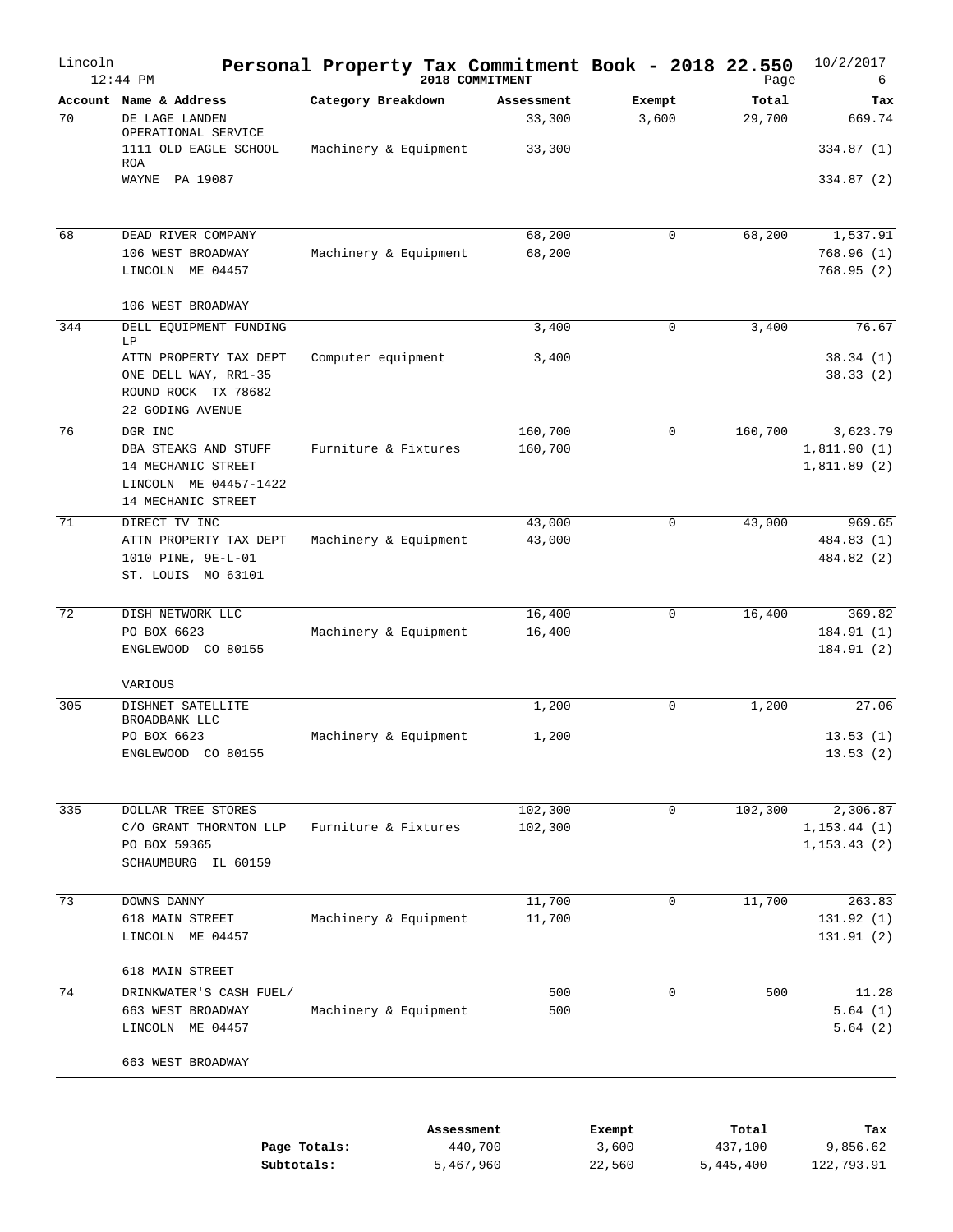# Personal Property Tax Commitment Book - 2018 22.550

Lincoln 12:44 PM — 2018 COMMITMENT — 10/2/2017 — Page 6

| Account | Name & Address | Category Breakdown | Assessment | Exempt | Total | Tax |
|---|---|---|---|---|---|---|
| 70 | DE LAGE LANDEN OPERATIONAL SERVICE | | 33,300 | 3,600 | 29,700 | 669.74 |
| | 1111 OLD EAGLE SCHOOL ROA | Machinery & Equipment | 33,300 | | | 334.87 (1) |
| | WAYNE PA 19087 | | | | | 334.87 (2) |
| 68 | DEAD RIVER COMPANY | | 68,200 | 0 | 68,200 | 1,537.91 |
| | 106 WEST BROADWAY | Machinery & Equipment | 68,200 | | | 768.96 (1) |
| | LINCOLN ME 04457 | | | | | 768.95 (2) |
| | 106 WEST BROADWAY | | | | | |
| 344 | DELL EQUIPMENT FUNDING LP | | 3,400 | 0 | 3,400 | 76.67 |
| | ATTN PROPERTY TAX DEPT | Computer equipment | 3,400 | | | 38.34 (1) |
| | ONE DELL WAY, RR1-35 | | | | | 38.33 (2) |
| | ROUND ROCK TX 78682 | | | | | |
| | 22 GODING AVENUE | | | | | |
| 76 | DGR INC | | 160,700 | 0 | 160,700 | 3,623.79 |
| | DBA STEAKS AND STUFF | Furniture & Fixtures | 160,700 | | | 1,811.90 (1) |
| | 14 MECHANIC STREET | | | | | 1,811.89 (2) |
| | LINCOLN ME 04457-1422 | | | | | |
| | 14 MECHANIC STREET | | | | | |
| 71 | DIRECT TV INC | | 43,000 | 0 | 43,000 | 969.65 |
| | ATTN PROPERTY TAX DEPT | Machinery & Equipment | 43,000 | | | 484.83 (1) |
| | 1010 PINE, 9E-L-01 | | | | | 484.82 (2) |
| | ST. LOUIS MO 63101 | | | | | |
| 72 | DISH NETWORK LLC | | 16,400 | 0 | 16,400 | 369.82 |
| | PO BOX 6623 | Machinery & Equipment | 16,400 | | | 184.91 (1) |
| | ENGLEWOOD CO 80155 | | | | | 184.91 (2) |
| | VARIOUS | | | | | |
| 305 | DISHNET SATELLITE BROADBANK LLC | | 1,200 | 0 | 1,200 | 27.06 |
| | PO BOX 6623 | Machinery & Equipment | 1,200 | | | 13.53 (1) |
| | ENGLEWOOD CO 80155 | | | | | 13.53 (2) |
| 335 | DOLLAR TREE STORES | | 102,300 | 0 | 102,300 | 2,306.87 |
| | C/O GRANT THORNTON LLP | Furniture & Fixtures | 102,300 | | | 1,153.44 (1) |
| | PO BOX 59365 | | | | | 1,153.43 (2) |
| | SCHAUMBURG IL 60159 | | | | | |
| 73 | DOWNS DANNY | | 11,700 | 0 | 11,700 | 263.83 |
| | 618 MAIN STREET | Machinery & Equipment | 11,700 | | | 131.92 (1) |
| | LINCOLN ME 04457 | | | | | 131.91 (2) |
| | 618 MAIN STREET | | | | | |
| 74 | DRINKWATER'S CASH FUEL/ | | 500 | 0 | 500 | 11.28 |
| | 663 WEST BROADWAY | Machinery & Equipment | 500 | | | 5.64 (1) |
| | LINCOLN ME 04457 | | | | | 5.64 (2) |
| | 663 WEST BROADWAY | | | | | |

| | Assessment | Exempt | Total | Tax |
|---|---|---|---|---|
| **Page Totals:** | 440,700 | 3,600 | 437,100 | 9,856.62 |
| **Subtotals:** | 5,467,960 | 22,560 | 5,445,400 | 122,793.91 |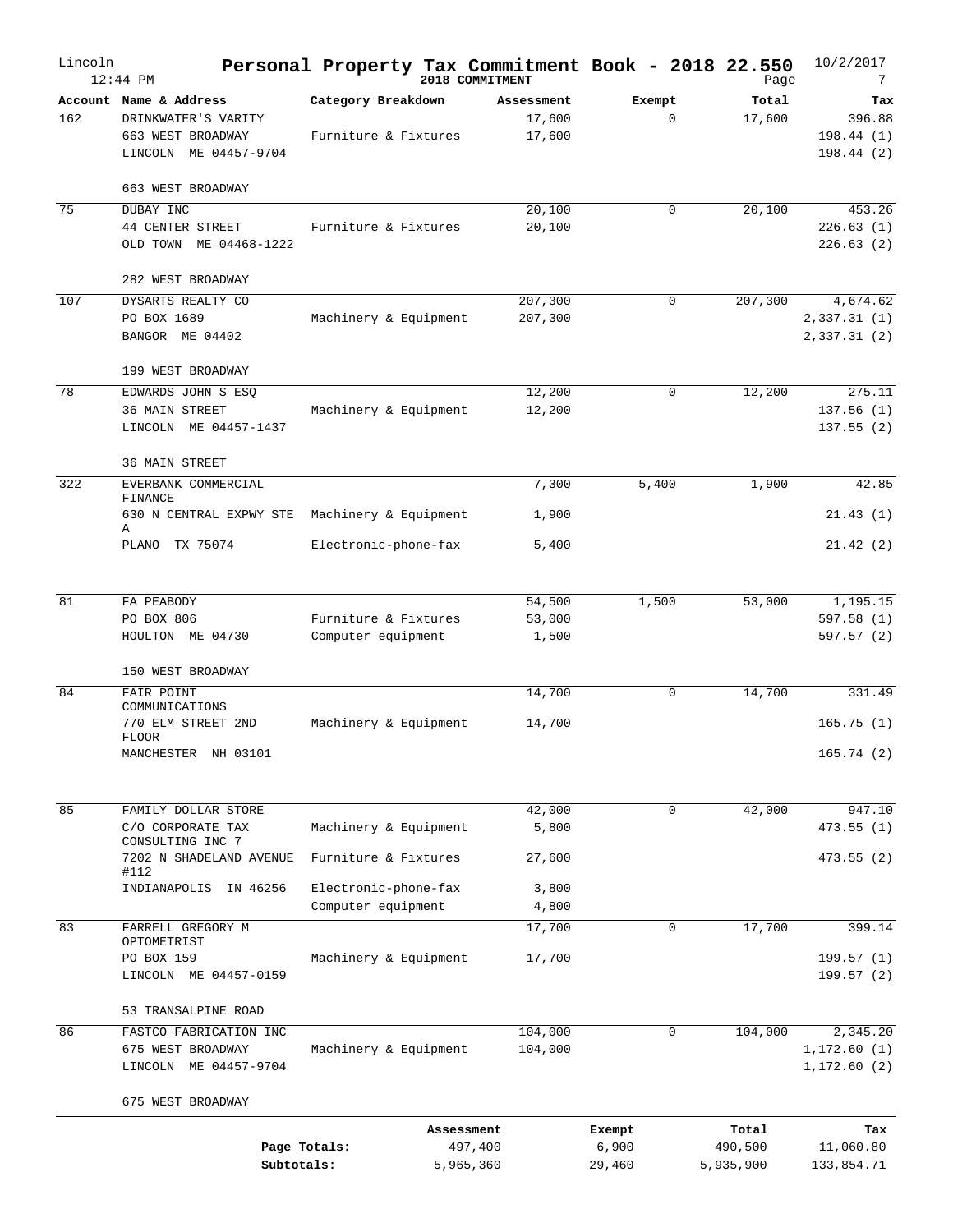# Personal Property Tax Commitment Book - 2018 22.550

Lincoln

2018 COMMITMENT

| Account | Name & Address | Category Breakdown | Assessment | Exempt | Total | Tax |
|---|---|---|---|---|---|---|
| 162 | DRINKWATER'S VARITY | | 17,600 | 0 | 17,600 | 396.88 |
| | 663 WEST BROADWAY | Furniture & Fixtures | 17,600 | | | 198.44 (1) |
| | LINCOLN ME 04457-9704 | | | | | 198.44 (2) |
| | 663 WEST BROADWAY | | | | | |
| 75 | DUBAY INC | | 20,100 | 0 | 20,100 | 453.26 |
| | 44 CENTER STREET | Furniture & Fixtures | 20,100 | | | 226.63 (1) |
| | OLD TOWN ME 04468-1222 | | | | | 226.63 (2) |
| | 282 WEST BROADWAY | | | | | |
| 107 | DYSARTS REALTY CO | | 207,300 | 0 | 207,300 | 4,674.62 |
| | PO BOX 1689 | Machinery & Equipment | 207,300 | | | 2,337.31 (1) |
| | BANGOR ME 04402 | | | | | 2,337.31 (2) |
| | 199 WEST BROADWAY | | | | | |
| 78 | EDWARDS JOHN S ESQ | | 12,200 | 0 | 12,200 | 275.11 |
| | 36 MAIN STREET | Machinery & Equipment | 12,200 | | | 137.56 (1) |
| | LINCOLN ME 04457-1437 | | | | | 137.55 (2) |
| | 36 MAIN STREET | | | | | |
| 322 | EVERBANK COMMERCIAL FINANCE | | 7,300 | 5,400 | 1,900 | 42.85 |
| | 630 N CENTRAL EXPWY STE A | Machinery & Equipment | 1,900 | | | 21.43 (1) |
| | PLANO TX 75074 | Electronic-phone-fax | 5,400 | | | 21.42 (2) |
| 81 | FA PEABODY | | 54,500 | 1,500 | 53,000 | 1,195.15 |
| | PO BOX 806 | Furniture & Fixtures | 53,000 | | | 597.58 (1) |
| | HOULTON ME 04730 | Computer equipment | 1,500 | | | 597.57 (2) |
| | 150 WEST BROADWAY | | | | | |
| 84 | FAIR POINT COMMUNICATIONS | | 14,700 | 0 | 14,700 | 331.49 |
| | 770 ELM STREET 2ND FLOOR | Machinery & Equipment | 14,700 | | | 165.75 (1) |
| | MANCHESTER NH 03101 | | | | | 165.74 (2) |
| 85 | FAMILY DOLLAR STORE | | 42,000 | 0 | 42,000 | 947.10 |
| | C/O CORPORATE TAX CONSULTING INC 7 | Machinery & Equipment | 5,800 | | | 473.55 (1) |
| | 7202 N SHADELAND AVENUE #112 | Furniture & Fixtures | 27,600 | | | 473.55 (2) |
| | INDIANAPOLIS IN 46256 | Electronic-phone-fax | 3,800 | | | |
| | | Computer equipment | 4,800 | | | |
| 83 | FARRELL GREGORY M OPTOMETRIST | | 17,700 | 0 | 17,700 | 399.14 |
| | PO BOX 159 | Machinery & Equipment | 17,700 | | | 199.57 (1) |
| | LINCOLN ME 04457-0159 | | | | | 199.57 (2) |
| | 53 TRANSALPINE ROAD | | | | | |
| 86 | FASTCO FABRICATION INC | | 104,000 | 0 | 104,000 | 2,345.20 |
| | 675 WEST BROADWAY | Machinery & Equipment | 104,000 | | | 1,172.60 (1) |
| | LINCOLN ME 04457-9704 | | | | | 1,172.60 (2) |
| | 675 WEST BROADWAY | | | | | |

| | Assessment | Exempt | Total | Tax |
|---|---|---|---|---|
| Page Totals: | 497,400 | 6,900 | 490,500 | 11,060.80 |
| Subtotals: | 5,965,360 | 29,460 | 5,935,900 | 133,854.71 |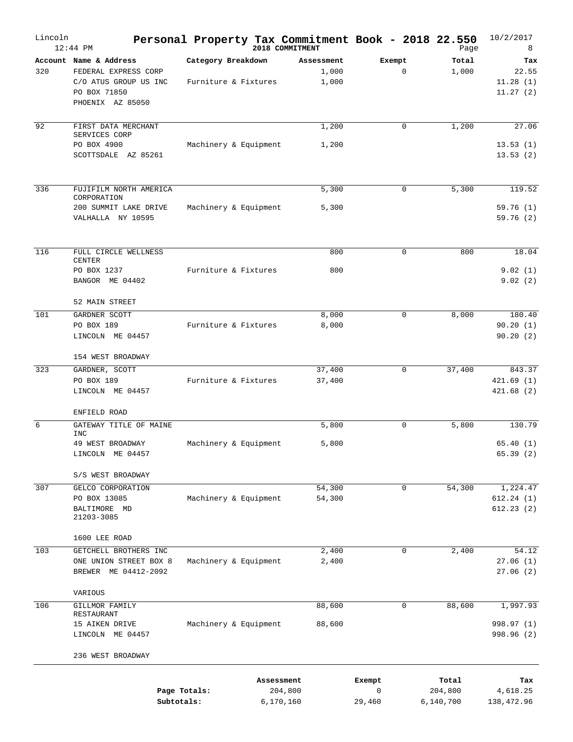# Personal Property Tax Commitment Book - 2018 22.550

Lincoln 12:44 PM — 2018 COMMITMENT — 10/2/2017

| Account | Name & Address | Category Breakdown | Assessment | Exempt | Total | Tax |
|---|---|---|---|---|---|---|
| 320 | FEDERAL EXPRESS CORP | | 1,000 | 0 | 1,000 | 22.55 |
| | C/O ATUS GROUP US INC | Furniture & Fixtures | 1,000 | | | 11.28 (1) |
| | PO BOX 71850 | | | | | 11.27 (2) |
| | PHOENIX AZ 85050 | | | | | |
| 92 | FIRST DATA MERCHANT SERVICES CORP | | 1,200 | 0 | 1,200 | 27.06 |
| | PO BOX 4900 | Machinery & Equipment | 1,200 | | | 13.53 (1) |
| | SCOTTSDALE AZ 85261 | | | | | 13.53 (2) |
| 336 | FUJIFILM NORTH AMERICA CORPORATION | | 5,300 | 0 | 5,300 | 119.52 |
| | 200 SUMMIT LAKE DRIVE | Machinery & Equipment | 5,300 | | | 59.76 (1) |
| | VALHALLA NY 10595 | | | | | 59.76 (2) |
| 116 | FULL CIRCLE WELLNESS CENTER | | 800 | 0 | 800 | 18.04 |
| | PO BOX 1237 | Furniture & Fixtures | 800 | | | 9.02 (1) |
| | BANGOR ME 04402 | | | | | 9.02 (2) |
| | 52 MAIN STREET | | | | | |
| 101 | GARDNER SCOTT | | 8,000 | 0 | 8,000 | 180.40 |
| | PO BOX 189 | Furniture & Fixtures | 8,000 | | | 90.20 (1) |
| | LINCOLN ME 04457 | | | | | 90.20 (2) |
| | 154 WEST BROADWAY | | | | | |
| 323 | GARDNER, SCOTT | | 37,400 | 0 | 37,400 | 843.37 |
| | PO BOX 189 | Furniture & Fixtures | 37,400 | | | 421.69 (1) |
| | LINCOLN ME 04457 | | | | | 421.68 (2) |
| | ENFIELD ROAD | | | | | |
| 6 | GATEWAY TITLE OF MAINE INC | | 5,800 | 0 | 5,800 | 130.79 |
| | 49 WEST BROADWAY | Machinery & Equipment | 5,800 | | | 65.40 (1) |
| | LINCOLN ME 04457 | | | | | 65.39 (2) |
| | S/S WEST BROADWAY | | | | | |
| 307 | GELCO CORPORATION | | 54,300 | 0 | 54,300 | 1,224.47 |
| | PO BOX 13085 | Machinery & Equipment | 54,300 | | | 612.24 (1) |
| | BALTIMORE MD 21203-3085 | | | | | 612.23 (2) |
| | 1600 LEE ROAD | | | | | |
| 103 | GETCHELL BROTHERS INC | | 2,400 | 0 | 2,400 | 54.12 |
| | ONE UNION STREET BOX 8 | Machinery & Equipment | 2,400 | | | 27.06 (1) |
| | BREWER ME 04412-2092 | | | | | 27.06 (2) |
| | VARIOUS | | | | | |
| 106 | GILLMOR FAMILY RESTAURANT | | 88,600 | 0 | 88,600 | 1,997.93 |
| | 15 AIKEN DRIVE | Machinery & Equipment | 88,600 | | | 998.97 (1) |
| | LINCOLN ME 04457 | | | | | 998.96 (2) |
| | 236 WEST BROADWAY | | | | | |

| | Assessment | Exempt | Total | Tax |
|---|---|---|---|---|
| Page Totals: | 204,800 | 0 | 204,800 | 4,618.25 |
| Subtotals: | 6,170,160 | 29,460 | 6,140,700 | 138,472.96 |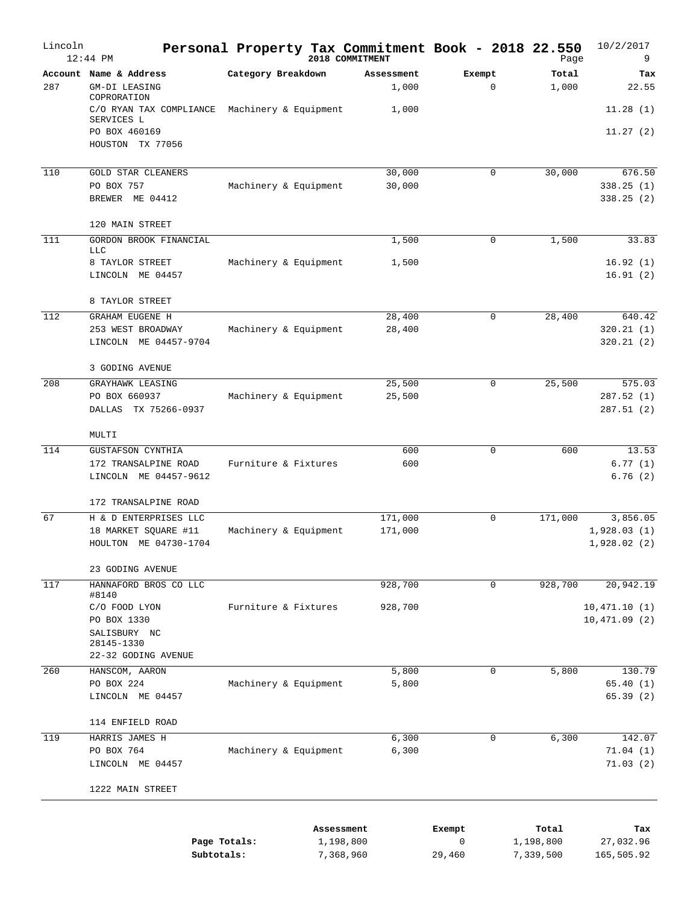# Personal Property Tax Commitment Book - 2018 22.550

Lincoln 12:44 PM — 2018 COMMITMENT — 10/2/2017

| Account | Name & Address | Category Breakdown | Assessment | Exempt | Total | Tax |
|---|---|---|---|---|---|---|
| 287 | GM-DI LEASING COPRORATION | | 1,000 | 0 | 1,000 | 22.55 |
| | C/O RYAN TAX COMPLIANCE SERVICES L | Machinery & Equipment | 1,000 | | | 11.28 (1) |
| | PO BOX 460169 | | | | | 11.27 (2) |
| | HOUSTON TX 77056 | | | | | |
| 110 | GOLD STAR CLEANERS | | 30,000 | 0 | 30,000 | 676.50 |
| | PO BOX 757 | Machinery & Equipment | 30,000 | | | 338.25 (1) |
| | BREWER ME 04412 | | | | | 338.25 (2) |
| | 120 MAIN STREET | | | | | |
| 111 | GORDON BROOK FINANCIAL LLC | | 1,500 | 0 | 1,500 | 33.83 |
| | 8 TAYLOR STREET | Machinery & Equipment | 1,500 | | | 16.92 (1) |
| | LINCOLN ME 04457 | | | | | 16.91 (2) |
| | 8 TAYLOR STREET | | | | | |
| 112 | GRAHAM EUGENE H | | 28,400 | 0 | 28,400 | 640.42 |
| | 253 WEST BROADWAY | Machinery & Equipment | 28,400 | | | 320.21 (1) |
| | LINCOLN ME 04457-9704 | | | | | 320.21 (2) |
| | 3 GODING AVENUE | | | | | |
| 208 | GRAYHAWK LEASING | | 25,500 | 0 | 25,500 | 575.03 |
| | PO BOX 660937 | Machinery & Equipment | 25,500 | | | 287.52 (1) |
| | DALLAS TX 75266-0937 | | | | | 287.51 (2) |
| | MULTI | | | | | |
| 114 | GUSTAFSON CYNTHIA | | 600 | 0 | 600 | 13.53 |
| | 172 TRANSALPINE ROAD | Furniture & Fixtures | 600 | | | 6.77 (1) |
| | LINCOLN ME 04457-9612 | | | | | 6.76 (2) |
| | 172 TRANSALPINE ROAD | | | | | |
| 67 | H & D ENTERPRISES LLC | | 171,000 | 0 | 171,000 | 3,856.05 |
| | 18 MARKET SQUARE #11 | Machinery & Equipment | 171,000 | | | 1,928.03 (1) |
| | HOULTON ME 04730-1704 | | | | | 1,928.02 (2) |
| | 23 GODING AVENUE | | | | | |
| 117 | HANNAFORD BROS CO LLC #8140 | | 928,700 | 0 | 928,700 | 20,942.19 |
| | C/O FOOD LYON | Furniture & Fixtures | 928,700 | | | 10,471.10 (1) |
| | PO BOX 1330 | | | | | 10,471.09 (2) |
| | SALISBURY NC 28145-1330 | | | | | |
| | 22-32 GODING AVENUE | | | | | |
| 260 | HANSCOM, AARON | | 5,800 | 0 | 5,800 | 130.79 |
| | PO BOX 224 | Machinery & Equipment | 5,800 | | | 65.40 (1) |
| | LINCOLN ME 04457 | | | | | 65.39 (2) |
| | 114 ENFIELD ROAD | | | | | |
| 119 | HARRIS JAMES H | | 6,300 | 0 | 6,300 | 142.07 |
| | PO BOX 764 | Machinery & Equipment | 6,300 | | | 71.04 (1) |
| | LINCOLN ME 04457 | | | | | 71.03 (2) |
| | 1222 MAIN STREET | | | | | |

| | Assessment | Exempt | Total | Tax |
|---|---|---|---|---|
| Page Totals: | 1,198,800 | 0 | 1,198,800 | 27,032.96 |
| Subtotals: | 7,368,960 | 29,460 | 7,339,500 | 165,505.92 |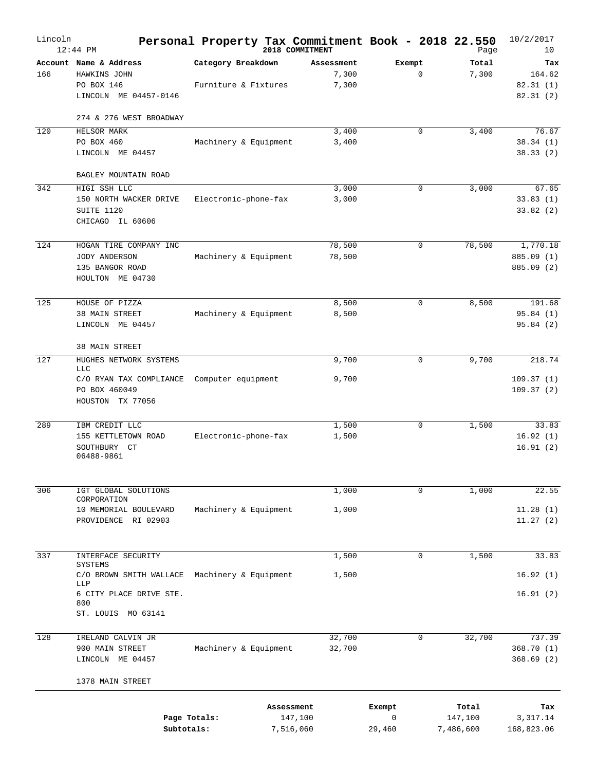# Personal Property Tax Commitment Book - 2018 22.550

Lincoln
12:44 PM

2018 COMMITMENT

10/2/2017

| Account | Name & Address | Category Breakdown | Assessment | Exempt | Total | Tax |
|---|---|---|---|---|---|---|
| 166 | HAWKINS JOHN<br>PO BOX 146<br>LINCOLN ME 04457-0146<br><br>274 & 276 WEST BROADWAY | Furniture & Fixtures | 7,300<br>7,300 | 0 | 7,300 | 164.62<br>82.31 (1)<br>82.31 (2) |
| 120 | HELSOR MARK<br>PO BOX 460<br>LINCOLN ME 04457<br><br>BAGLEY MOUNTAIN ROAD | Machinery & Equipment | 3,400<br>3,400 | 0 | 3,400 | 76.67<br>38.34 (1)<br>38.33 (2) |
| 342 | HIGI SSH LLC<br>150 NORTH WACKER DRIVE<br>SUITE 1120<br>CHICAGO IL 60606 | Electronic-phone-fax | 3,000<br>3,000 | 0 | 3,000 | 67.65<br>33.83 (1)<br>33.82 (2) |
| 124 | HOGAN TIRE COMPANY INC<br>JODY ANDERSON<br>135 BANGOR ROAD<br>HOULTON ME 04730 | Machinery & Equipment | 78,500<br>78,500 | 0 | 78,500 | 1,770.18<br>885.09 (1)<br>885.09 (2) |
| 125 | HOUSE OF PIZZA<br>38 MAIN STREET<br>LINCOLN ME 04457<br><br>38 MAIN STREET | Machinery & Equipment | 8,500<br>8,500 | 0 | 8,500 | 191.68<br>95.84 (1)<br>95.84 (2) |
| 127 | HUGHES NETWORK SYSTEMS LLC<br>C/O RYAN TAX COMPLIANCE<br>PO BOX 460049<br>HOUSTON TX 77056 | Computer equipment | 9,700<br>9,700 | 0 | 9,700 | 218.74<br>109.37 (1)<br>109.37 (2) |
| 289 | IBM CREDIT LLC<br>155 KETTLETOWN ROAD<br>SOUTHBURY CT 06488-9861 | Electronic-phone-fax | 1,500<br>1,500 | 0 | 1,500 | 33.83<br>16.92 (1)<br>16.91 (2) |
| 306 | IGT GLOBAL SOLUTIONS CORPORATION<br>10 MEMORIAL BOULEVARD<br>PROVIDENCE RI 02903 | Machinery & Equipment | 1,000<br>1,000 | 0 | 1,000 | 22.55<br>11.28 (1)<br>11.27 (2) |
| 337 | INTERFACE SECURITY SYSTEMS<br>C/O BROWN SMITH WALLACE LLP<br>6 CITY PLACE DRIVE STE. 800<br>ST. LOUIS MO 63141 | Machinery & Equipment | 1,500<br>1,500 | 0 | 1,500 | 33.83<br>16.92 (1)<br>16.91 (2) |
| 128 | IRELAND CALVIN JR<br>900 MAIN STREET<br>LINCOLN ME 04457<br><br>1378 MAIN STREET | Machinery & Equipment | 32,700<br>32,700 | 0 | 32,700 | 737.39<br>368.70 (1)<br>368.69 (2) |

| | Assessment | Exempt | Total | Tax |
|---|---|---|---|---|
| Page Totals: | 147,100 | 0 | 147,100 | 3,317.14 |
| Subtotals: | 7,516,060 | 29,460 | 7,486,600 | 168,823.06 |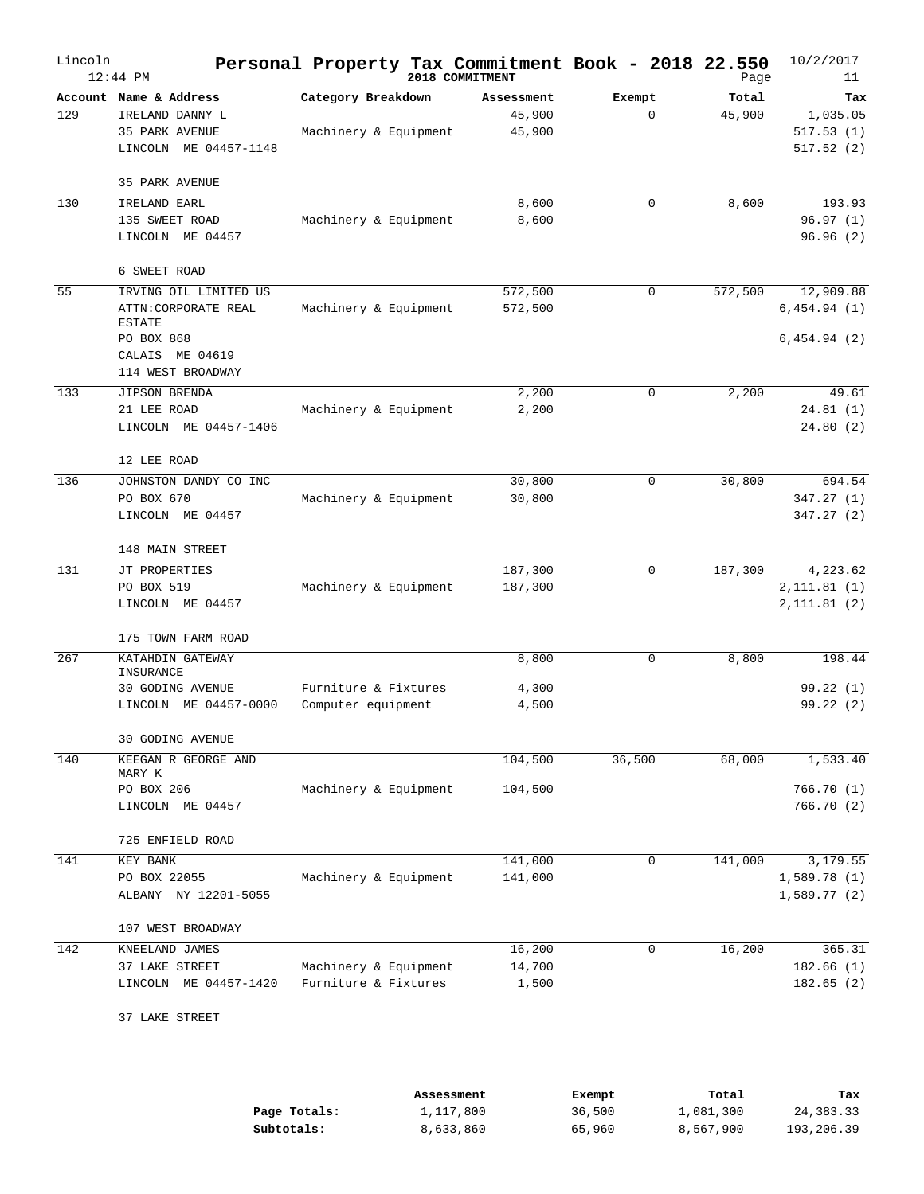# Personal Property Tax Commitment Book - 2018 22.550

Lincoln
12:44 PM

2018 COMMITMENT

10/2/2017

| Account | Name & Address | Category Breakdown | Assessment | Exempt | Total | Tax |
|---|---|---|---|---|---|---|
| 129 | IRELAND DANNY L | | 45,900 | 0 | 45,900 | 1,035.05 |
| | 35 PARK AVENUE | Machinery & Equipment | 45,900 | | | 517.53 (1) |
| | LINCOLN ME 04457-1148 | | | | | 517.52 (2) |
| | 35 PARK AVENUE | | | | | |
| 130 | IRELAND EARL | | 8,600 | 0 | 8,600 | 193.93 |
| | 135 SWEET ROAD | Machinery & Equipment | 8,600 | | | 96.97 (1) |
| | LINCOLN ME 04457 | | | | | 96.96 (2) |
| | 6 SWEET ROAD | | | | | |
| 55 | IRVING OIL LIMITED US | | 572,500 | 0 | 572,500 | 12,909.88 |
| | ATTN:CORPORATE REAL ESTATE | Machinery & Equipment | 572,500 | | | 6,454.94 (1) |
| | PO BOX 868 | | | | | 6,454.94 (2) |
| | CALAIS ME 04619 | | | | | |
| | 114 WEST BROADWAY | | | | | |
| 133 | JIPSON BRENDA | | 2,200 | 0 | 2,200 | 49.61 |
| | 21 LEE ROAD | Machinery & Equipment | 2,200 | | | 24.81 (1) |
| | LINCOLN ME 04457-1406 | | | | | 24.80 (2) |
| | 12 LEE ROAD | | | | | |
| 136 | JOHNSTON DANDY CO INC | | 30,800 | 0 | 30,800 | 694.54 |
| | PO BOX 670 | Machinery & Equipment | 30,800 | | | 347.27 (1) |
| | LINCOLN ME 04457 | | | | | 347.27 (2) |
| | 148 MAIN STREET | | | | | |
| 131 | JT PROPERTIES | | 187,300 | 0 | 187,300 | 4,223.62 |
| | PO BOX 519 | Machinery & Equipment | 187,300 | | | 2,111.81 (1) |
| | LINCOLN ME 04457 | | | | | 2,111.81 (2) |
| | 175 TOWN FARM ROAD | | | | | |
| 267 | KATAHDIN GATEWAY INSURANCE | | 8,800 | 0 | 8,800 | 198.44 |
| | 30 GODING AVENUE | Furniture & Fixtures | 4,300 | | | 99.22 (1) |
| | LINCOLN ME 04457-0000 | Computer equipment | 4,500 | | | 99.22 (2) |
| | 30 GODING AVENUE | | | | | |
| 140 | KEEGAN R GEORGE AND MARY K | | 104,500 | 36,500 | 68,000 | 1,533.40 |
| | PO BOX 206 | Machinery & Equipment | 104,500 | | | 766.70 (1) |
| | LINCOLN ME 04457 | | | | | 766.70 (2) |
| | 725 ENFIELD ROAD | | | | | |
| 141 | KEY BANK | | 141,000 | 0 | 141,000 | 3,179.55 |
| | PO BOX 22055 | Machinery & Equipment | 141,000 | | | 1,589.78 (1) |
| | ALBANY NY 12201-5055 | | | | | 1,589.77 (2) |
| | 107 WEST BROADWAY | | | | | |
| 142 | KNEELAND JAMES | | 16,200 | 0 | 16,200 | 365.31 |
| | 37 LAKE STREET | Machinery & Equipment | 14,700 | | | 182.66 (1) |
| | LINCOLN ME 04457-1420 | Furniture & Fixtures | 1,500 | | | 182.65 (2) |
| | 37 LAKE STREET | | | | | |

| | Assessment | Exempt | Total | Tax |
|---|---|---|---|---|
| **Page Totals:** | 1,117,800 | 36,500 | 1,081,300 | 24,383.33 |
| **Subtotals:** | 8,633,860 | 65,960 | 8,567,900 | 193,206.39 |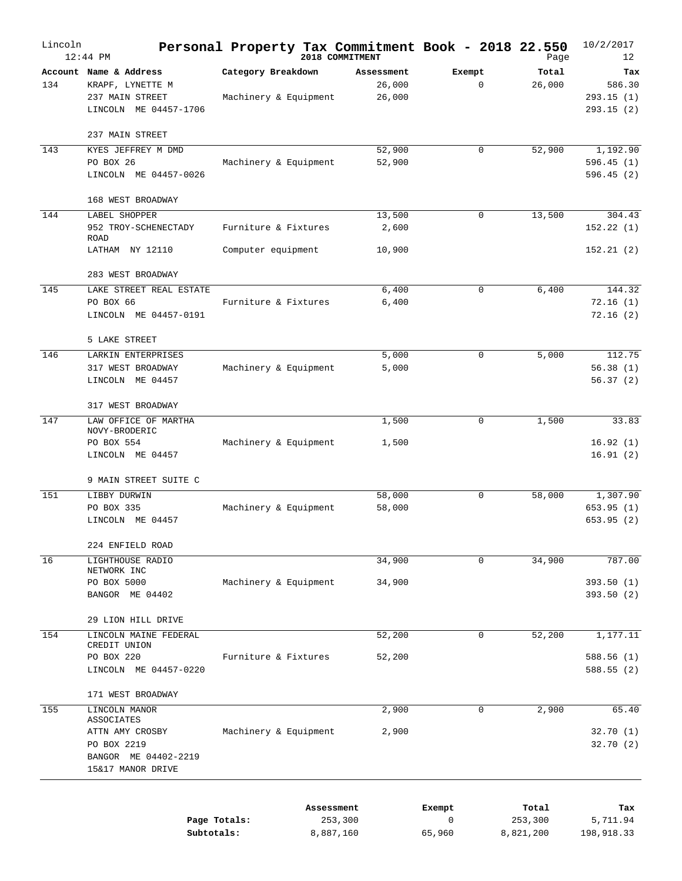# Personal Property Tax Commitment Book - 2018 22.550

Lincoln
12:44 PM

2018 COMMITMENT

10/2/2017

| Account | Name & Address | Category Breakdown | Assessment | Exempt | Total | Tax |
|---|---|---|---|---|---|---|
| 134 | KRAPF, LYNETTE M | | 26,000 | 0 | 26,000 | 586.30 |
| | 237 MAIN STREET | Machinery & Equipment | 26,000 | | | 293.15 (1) |
| | LINCOLN ME 04457-1706 | | | | | 293.15 (2) |
| | 237 MAIN STREET | | | | | |
| 143 | KYES JEFFREY M DMD | | 52,900 | 0 | 52,900 | 1,192.90 |
| | PO BOX 26 | Machinery & Equipment | 52,900 | | | 596.45 (1) |
| | LINCOLN ME 04457-0026 | | | | | 596.45 (2) |
| | 168 WEST BROADWAY | | | | | |
| 144 | LABEL SHOPPER | | 13,500 | 0 | 13,500 | 304.43 |
| | 952 TROY-SCHENECTADY ROAD | Furniture & Fixtures | 2,600 | | | 152.22 (1) |
| | LATHAM NY 12110 | Computer equipment | 10,900 | | | 152.21 (2) |
| | 283 WEST BROADWAY | | | | | |
| 145 | LAKE STREET REAL ESTATE | | 6,400 | 0 | 6,400 | 144.32 |
| | PO BOX 66 | Furniture & Fixtures | 6,400 | | | 72.16 (1) |
| | LINCOLN ME 04457-0191 | | | | | 72.16 (2) |
| | 5 LAKE STREET | | | | | |
| 146 | LARKIN ENTERPRISES | | 5,000 | 0 | 5,000 | 112.75 |
| | 317 WEST BROADWAY | Machinery & Equipment | 5,000 | | | 56.38 (1) |
| | LINCOLN ME 04457 | | | | | 56.37 (2) |
| | 317 WEST BROADWAY | | | | | |
| 147 | LAW OFFICE OF MARTHA NOVY-BRODERIC | | 1,500 | 0 | 1,500 | 33.83 |
| | PO BOX 554 | Machinery & Equipment | 1,500 | | | 16.92 (1) |
| | LINCOLN ME 04457 | | | | | 16.91 (2) |
| | 9 MAIN STREET SUITE C | | | | | |
| 151 | LIBBY DURWIN | | 58,000 | 0 | 58,000 | 1,307.90 |
| | PO BOX 335 | Machinery & Equipment | 58,000 | | | 653.95 (1) |
| | LINCOLN ME 04457 | | | | | 653.95 (2) |
| | 224 ENFIELD ROAD | | | | | |
| 16 | LIGHTHOUSE RADIO NETWORK INC | | 34,900 | 0 | 34,900 | 787.00 |
| | PO BOX 5000 | Machinery & Equipment | 34,900 | | | 393.50 (1) |
| | BANGOR ME 04402 | | | | | 393.50 (2) |
| | 29 LION HILL DRIVE | | | | | |
| 154 | LINCOLN MAINE FEDERAL CREDIT UNION | | 52,200 | 0 | 52,200 | 1,177.11 |
| | PO BOX 220 | Furniture & Fixtures | 52,200 | | | 588.56 (1) |
| | LINCOLN ME 04457-0220 | | | | | 588.55 (2) |
| | 171 WEST BROADWAY | | | | | |
| 155 | LINCOLN MANOR ASSOCIATES | | 2,900 | 0 | 2,900 | 65.40 |
| | ATTN AMY CROSBY | Machinery & Equipment | 2,900 | | | 32.70 (1) |
| | PO BOX 2219 | | | | | 32.70 (2) |
| | BANGOR ME 04402-2219 | | | | | |
| | 15&17 MANOR DRIVE | | | | | |

| | Assessment | Exempt | Total | Tax |
|---|---|---|---|---|
| Page Totals: | 253,300 | 0 | 253,300 | 5,711.94 |
| Subtotals: | 8,887,160 | 65,960 | 8,821,200 | 198,918.33 |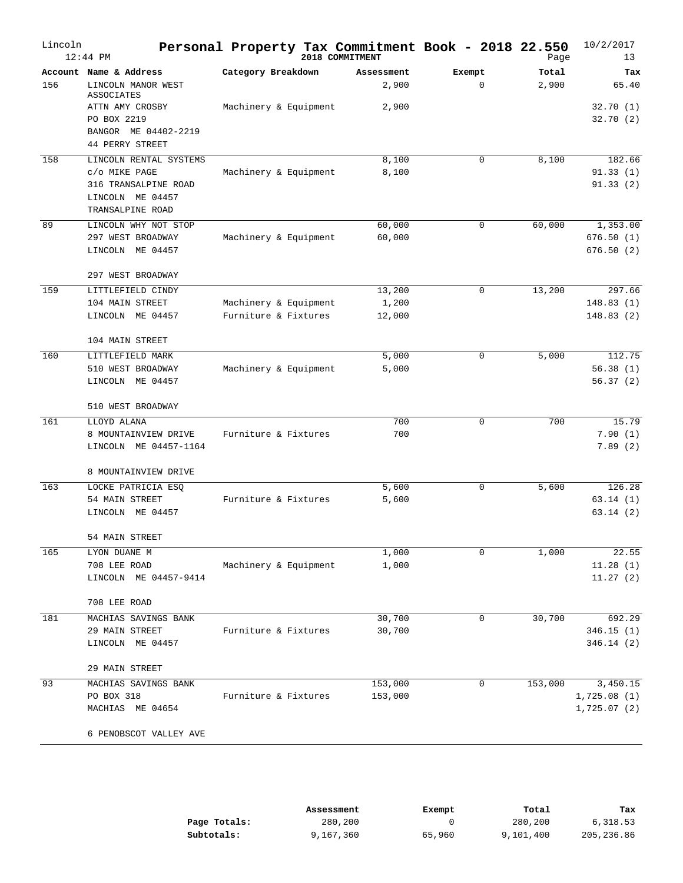# Personal Property Tax Commitment Book - 2018 22.550

Lincoln
12:44 PM

2018 COMMITMENT

10/2/2017

| Account | Name & Address | Category Breakdown | Assessment | Exempt | Total | Tax |
|---|---|---|---|---|---|---|
| 156 | LINCOLN MANOR WEST ASSOCIATES | | 2,900 | 0 | 2,900 | 65.40 |
| | ATTN AMY CROSBY | Machinery & Equipment | 2,900 | | | 32.70 (1) |
| | PO BOX 2219 | | | | | 32.70 (2) |
| | BANGOR ME 04402-2219 | | | | | |
| | 44 PERRY STREET | | | | | |
| 158 | LINCOLN RENTAL SYSTEMS | | 8,100 | 0 | 8,100 | 182.66 |
| | c/o MIKE PAGE | Machinery & Equipment | 8,100 | | | 91.33 (1) |
| | 316 TRANSALPINE ROAD | | | | | 91.33 (2) |
| | LINCOLN ME 04457 | | | | | |
| | TRANSALPINE ROAD | | | | | |
| 89 | LINCOLN WHY NOT STOP | | 60,000 | 0 | 60,000 | 1,353.00 |
| | 297 WEST BROADWAY | Machinery & Equipment | 60,000 | | | 676.50 (1) |
| | LINCOLN ME 04457 | | | | | 676.50 (2) |
| | 297 WEST BROADWAY | | | | | |
| 159 | LITTLEFIELD CINDY | | 13,200 | 0 | 13,200 | 297.66 |
| | 104 MAIN STREET | Machinery & Equipment | 1,200 | | | 148.83 (1) |
| | LINCOLN ME 04457 | Furniture & Fixtures | 12,000 | | | 148.83 (2) |
| | 104 MAIN STREET | | | | | |
| 160 | LITTLEFIELD MARK | | 5,000 | 0 | 5,000 | 112.75 |
| | 510 WEST BROADWAY | Machinery & Equipment | 5,000 | | | 56.38 (1) |
| | LINCOLN ME 04457 | | | | | 56.37 (2) |
| | 510 WEST BROADWAY | | | | | |
| 161 | LLOYD ALANA | | 700 | 0 | 700 | 15.79 |
| | 8 MOUNTAINVIEW DRIVE | Furniture & Fixtures | 700 | | | 7.90 (1) |
| | LINCOLN ME 04457-1164 | | | | | 7.89 (2) |
| | 8 MOUNTAINVIEW DRIVE | | | | | |
| 163 | LOCKE PATRICIA ESQ | | 5,600 | 0 | 5,600 | 126.28 |
| | 54 MAIN STREET | Furniture & Fixtures | 5,600 | | | 63.14 (1) |
| | LINCOLN ME 04457 | | | | | 63.14 (2) |
| | 54 MAIN STREET | | | | | |
| 165 | LYON DUANE M | | 1,000 | 0 | 1,000 | 22.55 |
| | 708 LEE ROAD | Machinery & Equipment | 1,000 | | | 11.28 (1) |
| | LINCOLN ME 04457-9414 | | | | | 11.27 (2) |
| | 708 LEE ROAD | | | | | |
| 181 | MACHIAS SAVINGS BANK | | 30,700 | 0 | 30,700 | 692.29 |
| | 29 MAIN STREET | Furniture & Fixtures | 30,700 | | | 346.15 (1) |
| | LINCOLN ME 04457 | | | | | 346.14 (2) |
| | 29 MAIN STREET | | | | | |
| 93 | MACHIAS SAVINGS BANK | | 153,000 | 0 | 153,000 | 3,450.15 |
| | PO BOX 318 | Furniture & Fixtures | 153,000 | | | 1,725.08 (1) |
| | MACHIAS ME 04654 | | | | | 1,725.07 (2) |
| | 6 PENOBSCOT VALLEY AVE | | | | | |

| | Assessment | Exempt | Total | Tax |
|---|---|---|---|---|
| Page Totals: | 280,200 | 0 | 280,200 | 6,318.53 |
| Subtotals: | 9,167,360 | 65,960 | 9,101,400 | 205,236.86 |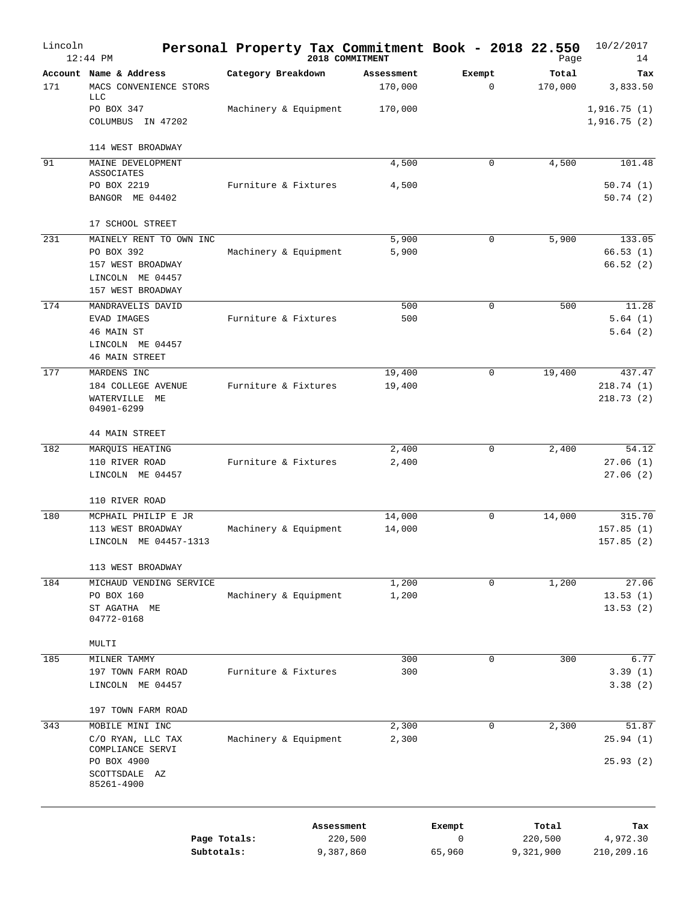# Personal Property Tax Commitment Book - 2018 22.550

Lincoln 12:44 PM — 2018 COMMITMENT — 10/2/2017

| Account | Name & Address | Category Breakdown | Assessment | Exempt | Total | Tax |
|---|---|---|---|---|---|---|
| 171 | MACS CONVENIENCE STORS LLC | | 170,000 | 0 | 170,000 | 3,833.50 |
| | PO BOX 347 | Machinery & Equipment | 170,000 | | | 1,916.75 (1) |
| | COLUMBUS IN 47202 | | | | | 1,916.75 (2) |
| | 114 WEST BROADWAY | | | | | |
| 91 | MAINE DEVELOPMENT ASSOCIATES | | 4,500 | 0 | 4,500 | 101.48 |
| | PO BOX 2219 | Furniture & Fixtures | 4,500 | | | 50.74 (1) |
| | BANGOR ME 04402 | | | | | 50.74 (2) |
| | 17 SCHOOL STREET | | | | | |
| 231 | MAINELY RENT TO OWN INC | | 5,900 | 0 | 5,900 | 133.05 |
| | PO BOX 392 | Machinery & Equipment | 5,900 | | | 66.53 (1) |
| | 157 WEST BROADWAY | | | | | 66.52 (2) |
| | LINCOLN ME 04457 | | | | | |
| | 157 WEST BROADWAY | | | | | |
| 174 | MANDRAVELIS DAVID | | 500 | 0 | 500 | 11.28 |
| | EVAD IMAGES | Furniture & Fixtures | 500 | | | 5.64 (1) |
| | 46 MAIN ST | | | | | 5.64 (2) |
| | LINCOLN ME 04457 | | | | | |
| | 46 MAIN STREET | | | | | |
| 177 | MARDENS INC | | 19,400 | 0 | 19,400 | 437.47 |
| | 184 COLLEGE AVENUE | Furniture & Fixtures | 19,400 | | | 218.74 (1) |
| | WATERVILLE ME 04901-6299 | | | | | 218.73 (2) |
| | 44 MAIN STREET | | | | | |
| 182 | MARQUIS HEATING | | 2,400 | 0 | 2,400 | 54.12 |
| | 110 RIVER ROAD | Furniture & Fixtures | 2,400 | | | 27.06 (1) |
| | LINCOLN ME 04457 | | | | | 27.06 (2) |
| | 110 RIVER ROAD | | | | | |
| 180 | MCPHAIL PHILIP E JR | | 14,000 | 0 | 14,000 | 315.70 |
| | 113 WEST BROADWAY | Machinery & Equipment | 14,000 | | | 157.85 (1) |
| | LINCOLN ME 04457-1313 | | | | | 157.85 (2) |
| | 113 WEST BROADWAY | | | | | |
| 184 | MICHAUD VENDING SERVICE | | 1,200 | 0 | 1,200 | 27.06 |
| | PO BOX 160 | Machinery & Equipment | 1,200 | | | 13.53 (1) |
| | ST AGATHA ME 04772-0168 | | | | | 13.53 (2) |
| | MULTI | | | | | |
| 185 | MILNER TAMMY | | 300 | 0 | 300 | 6.77 |
| | 197 TOWN FARM ROAD | Furniture & Fixtures | 300 | | | 3.39 (1) |
| | LINCOLN ME 04457 | | | | | 3.38 (2) |
| | 197 TOWN FARM ROAD | | | | | |
| 343 | MOBILE MINI INC | | 2,300 | 0 | 2,300 | 51.87 |
| | C/O RYAN, LLC TAX COMPLIANCE SERVI | Machinery & Equipment | 2,300 | | | 25.94 (1) |
| | PO BOX 4900 | | | | | 25.93 (2) |
| | SCOTTSDALE AZ 85261-4900 | | | | | |

| | Assessment | Exempt | Total | Tax |
|---|---|---|---|---|
| Page Totals: | 220,500 | 0 | 220,500 | 4,972.30 |
| Subtotals: | 9,387,860 | 65,960 | 9,321,900 | 210,209.16 |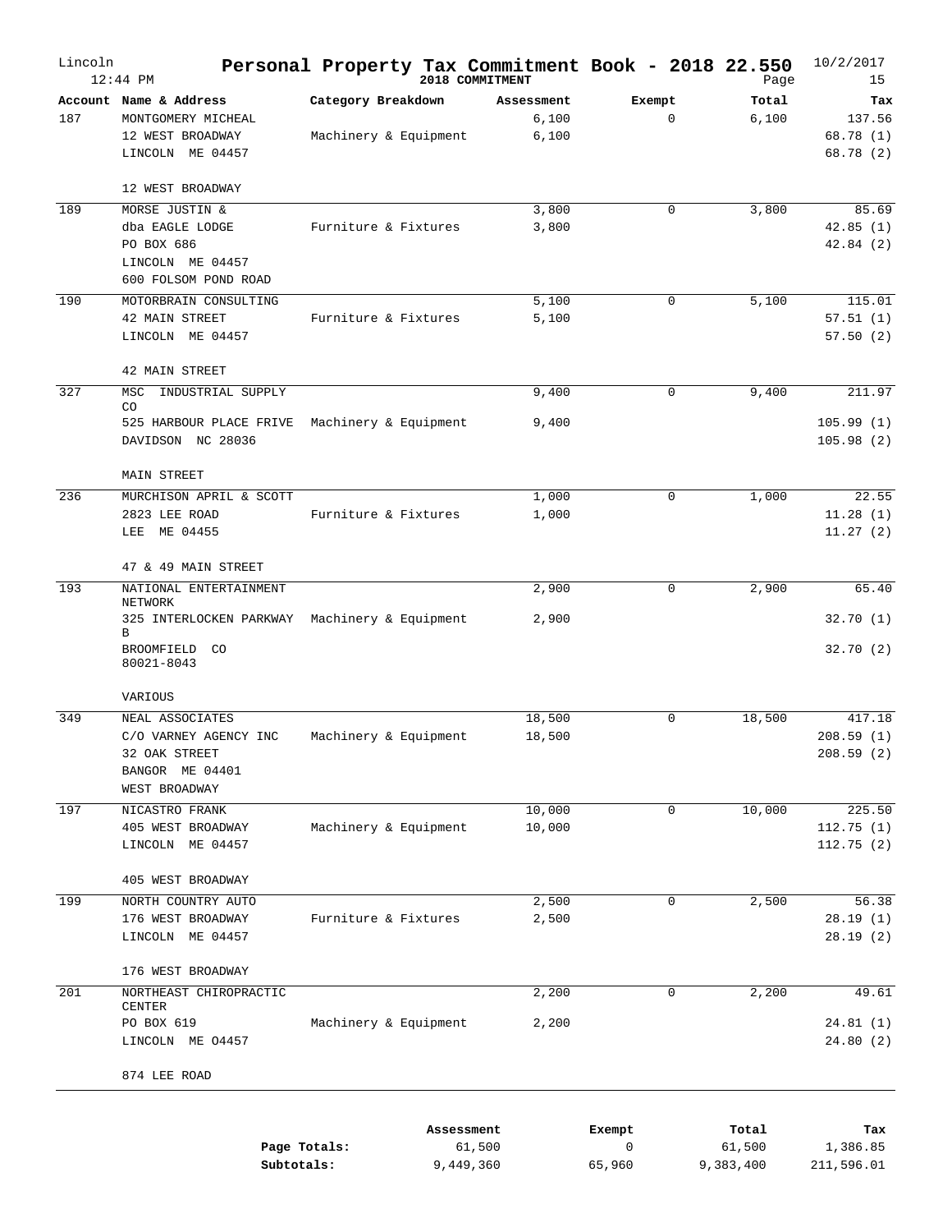# Personal Property Tax Commitment Book - 2018 22.550

Lincoln, 12:44 PM — 2018 COMMITMENT — 10/2/2017

| Account | Name & Address | Category Breakdown | Assessment | Exempt | Total | Tax |
|---|---|---|---|---|---|---|
| 187 | MONTGOMERY MICHEAL | | 6,100 | 0 | 6,100 | 137.56 |
| | 12 WEST BROADWAY | Machinery & Equipment | 6,100 | | | 68.78 (1) |
| | LINCOLN ME 04457 | | | | | 68.78 (2) |
| | 12 WEST BROADWAY | | | | | |
| 189 | MORSE JUSTIN & | | 3,800 | 0 | 3,800 | 85.69 |
| | dba EAGLE LODGE | Furniture & Fixtures | 3,800 | | | 42.85 (1) |
| | PO BOX 686 | | | | | 42.84 (2) |
| | LINCOLN ME 04457 | | | | | |
| | 600 FOLSOM POND ROAD | | | | | |
| 190 | MOTORBRAIN CONSULTING | | 5,100 | 0 | 5,100 | 115.01 |
| | 42 MAIN STREET | Furniture & Fixtures | 5,100 | | | 57.51 (1) |
| | LINCOLN ME 04457 | | | | | 57.50 (2) |
| | 42 MAIN STREET | | | | | |
| 327 | MSC INDUSTRIAL SUPPLY CO | | 9,400 | 0 | 9,400 | 211.97 |
| | 525 HARBOUR PLACE FRIVE | Machinery & Equipment | 9,400 | | | 105.99 (1) |
| | DAVIDSON NC 28036 | | | | | 105.98 (2) |
| | MAIN STREET | | | | | |
| 236 | MURCHISON APRIL & SCOTT | | 1,000 | 0 | 1,000 | 22.55 |
| | 2823 LEE ROAD | Furniture & Fixtures | 1,000 | | | 11.28 (1) |
| | LEE ME 04455 | | | | | 11.27 (2) |
| | 47 & 49 MAIN STREET | | | | | |
| 193 | NATIONAL ENTERTAINMENT NETWORK | | 2,900 | 0 | 2,900 | 65.40 |
| | 325 INTERLOCKEN PARKWAY B | Machinery & Equipment | 2,900 | | | 32.70 (1) |
| | BROOMFIELD CO 80021-8043 | | | | | 32.70 (2) |
| | VARIOUS | | | | | |
| 349 | NEAL ASSOCIATES | | 18,500 | 0 | 18,500 | 417.18 |
| | C/O VARNEY AGENCY INC | Machinery & Equipment | 18,500 | | | 208.59 (1) |
| | 32 OAK STREET | | | | | 208.59 (2) |
| | BANGOR ME 04401 | | | | | |
| | WEST BROADWAY | | | | | |
| 197 | NICASTRO FRANK | | 10,000 | 0 | 10,000 | 225.50 |
| | 405 WEST BROADWAY | Machinery & Equipment | 10,000 | | | 112.75 (1) |
| | LINCOLN ME 04457 | | | | | 112.75 (2) |
| | 405 WEST BROADWAY | | | | | |
| 199 | NORTH COUNTRY AUTO | | 2,500 | 0 | 2,500 | 56.38 |
| | 176 WEST BROADWAY | Furniture & Fixtures | 2,500 | | | 28.19 (1) |
| | LINCOLN ME 04457 | | | | | 28.19 (2) |
| | 176 WEST BROADWAY | | | | | |
| 201 | NORTHEAST CHIROPRACTIC CENTER | | 2,200 | 0 | 2,200 | 49.61 |
| | PO BOX 619 | Machinery & Equipment | 2,200 | | | 24.81 (1) |
| | LINCOLN ME 04457 | | | | | 24.80 (2) |
| | 874 LEE ROAD | | | | | |

| | Assessment | Exempt | Total | Tax |
|---|---|---|---|---|
| Page Totals: | 61,500 | 0 | 61,500 | 1,386.85 |
| Subtotals: | 9,449,360 | 65,960 | 9,383,400 | 211,596.01 |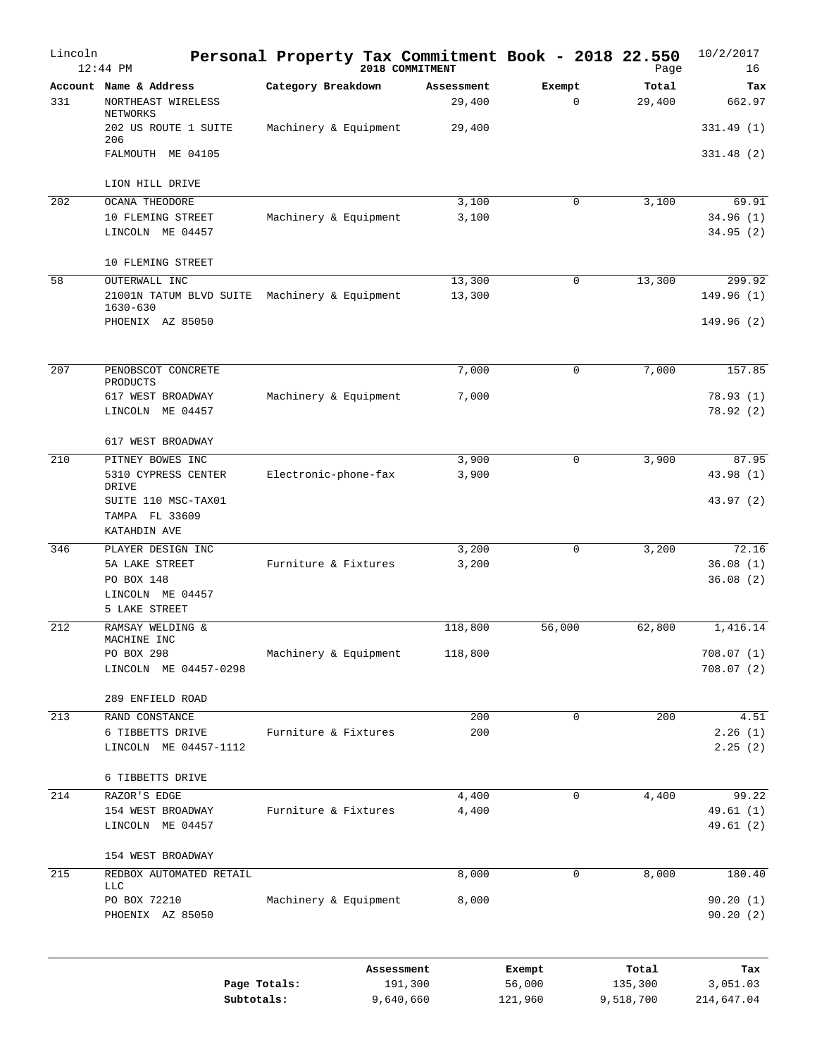# Personal Property Tax Commitment Book - 2018 22.550

Lincoln 12:44 PM — 2018 COMMITMENT — 10/2/2017

| Account | Name & Address | Category Breakdown | Assessment | Exempt | Total | Tax |
|---|---|---|---|---|---|---|
| 331 | NORTHEAST WIRELESS NETWORKS | | 29,400 | 0 | 29,400 | 662.97 |
| | 202 US ROUTE 1 SUITE 206 | Machinery & Equipment | 29,400 | | | 331.49 (1) |
| | FALMOUTH ME 04105 | | | | | 331.48 (2) |
| | LION HILL DRIVE | | | | | |
| 202 | OCANA THEODORE | | 3,100 | 0 | 3,100 | 69.91 |
| | 10 FLEMING STREET | Machinery & Equipment | 3,100 | | | 34.96 (1) |
| | LINCOLN ME 04457 | | | | | 34.95 (2) |
| | 10 FLEMING STREET | | | | | |
| 58 | OUTERWALL INC | | 13,300 | 0 | 13,300 | 299.92 |
| | 21001N TATUM BLVD SUITE 1630-630 | Machinery & Equipment | 13,300 | | | 149.96 (1) |
| | PHOENIX AZ 85050 | | | | | 149.96 (2) |
| 207 | PENOBSCOT CONCRETE PRODUCTS | | 7,000 | 0 | 7,000 | 157.85 |
| | 617 WEST BROADWAY | Machinery & Equipment | 7,000 | | | 78.93 (1) |
| | LINCOLN ME 04457 | | | | | 78.92 (2) |
| | 617 WEST BROADWAY | | | | | |
| 210 | PITNEY BOWES INC | | 3,900 | 0 | 3,900 | 87.95 |
| | 5310 CYPRESS CENTER DRIVE | Electronic-phone-fax | 3,900 | | | 43.98 (1) |
| | SUITE 110 MSC-TAX01 | | | | | 43.97 (2) |
| | TAMPA FL 33609 | | | | | |
| | KATAHDIN AVE | | | | | |
| 346 | PLAYER DESIGN INC | | 3,200 | 0 | 3,200 | 72.16 |
| | 5A LAKE STREET | Furniture & Fixtures | 3,200 | | | 36.08 (1) |
| | PO BOX 148 | | | | | 36.08 (2) |
| | LINCOLN ME 04457 | | | | | |
| | 5 LAKE STREET | | | | | |
| 212 | RAMSAY WELDING & MACHINE INC | | 118,800 | 56,000 | 62,800 | 1,416.14 |
| | PO BOX 298 | Machinery & Equipment | 118,800 | | | 708.07 (1) |
| | LINCOLN ME 04457-0298 | | | | | 708.07 (2) |
| | 289 ENFIELD ROAD | | | | | |
| 213 | RAND CONSTANCE | | 200 | 0 | 200 | 4.51 |
| | 6 TIBBETTS DRIVE | Furniture & Fixtures | 200 | | | 2.26 (1) |
| | LINCOLN ME 04457-1112 | | | | | 2.25 (2) |
| | 6 TIBBETTS DRIVE | | | | | |
| 214 | RAZOR'S EDGE | | 4,400 | 0 | 4,400 | 99.22 |
| | 154 WEST BROADWAY | Furniture & Fixtures | 4,400 | | | 49.61 (1) |
| | LINCOLN ME 04457 | | | | | 49.61 (2) |
| | 154 WEST BROADWAY | | | | | |
| 215 | REDBOX AUTOMATED RETAIL LLC | | 8,000 | 0 | 8,000 | 180.40 |
| | PO BOX 72210 | Machinery & Equipment | 8,000 | | | 90.20 (1) |
| | PHOENIX AZ 85050 | | | | | 90.20 (2) |

| | Assessment | Exempt | Total | Tax |
|---|---|---|---|---|
| Page Totals: | 191,300 | 56,000 | 135,300 | 3,051.03 |
| Subtotals: | 9,640,660 | 121,960 | 9,518,700 | 214,647.04 |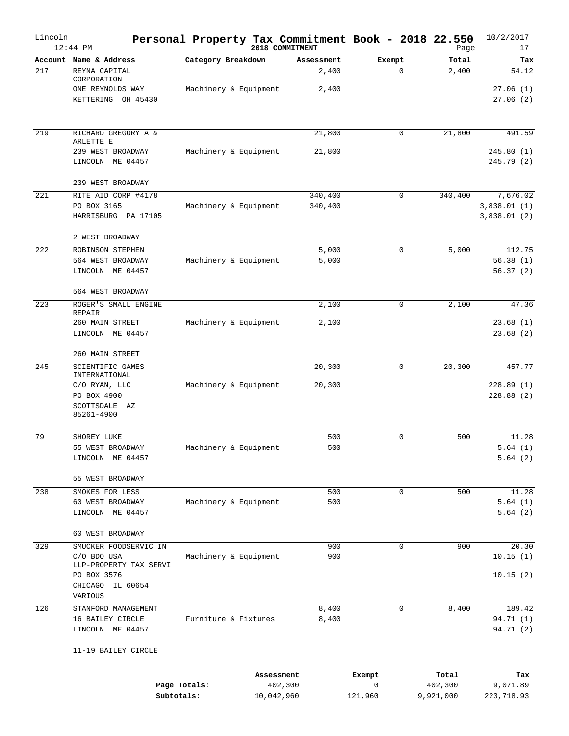# Personal Property Tax Commitment Book - 2018 22.550

Lincoln 12:44 PM — 2018 COMMITMENT — 10/2/2017

| Account | Name & Address | Category Breakdown | Assessment | Exempt | Total | Tax |
|---|---|---|---|---|---|---|
| 217 | REYNA CAPITAL CORPORATION | | 2,400 | 0 | 2,400 | 54.12 |
| | ONE REYNOLDS WAY | Machinery & Equipment | 2,400 | | | 27.06 (1) |
| | KETTERING OH 45430 | | | | | 27.06 (2) |
| 219 | RICHARD GREGORY A & ARLETTE E | | 21,800 | 0 | 21,800 | 491.59 |
| | 239 WEST BROADWAY | Machinery & Equipment | 21,800 | | | 245.80 (1) |
| | LINCOLN ME 04457 | | | | | 245.79 (2) |
| | 239 WEST BROADWAY | | | | | |
| 221 | RITE AID CORP #4178 | | 340,400 | 0 | 340,400 | 7,676.02 |
| | PO BOX 3165 | Machinery & Equipment | 340,400 | | | 3,838.01 (1) |
| | HARRISBURG PA 17105 | | | | | 3,838.01 (2) |
| | 2 WEST BROADWAY | | | | | |
| 222 | ROBINSON STEPHEN | | 5,000 | 0 | 5,000 | 112.75 |
| | 564 WEST BROADWAY | Machinery & Equipment | 5,000 | | | 56.38 (1) |
| | LINCOLN ME 04457 | | | | | 56.37 (2) |
| | 564 WEST BROADWAY | | | | | |
| 223 | ROGER'S SMALL ENGINE REPAIR | | 2,100 | 0 | 2,100 | 47.36 |
| | 260 MAIN STREET | Machinery & Equipment | 2,100 | | | 23.68 (1) |
| | LINCOLN ME 04457 | | | | | 23.68 (2) |
| | 260 MAIN STREET | | | | | |
| 245 | SCIENTIFIC GAMES INTERNATIONAL | | 20,300 | 0 | 20,300 | 457.77 |
| | C/O RYAN, LLC | Machinery & Equipment | 20,300 | | | 228.89 (1) |
| | PO BOX 4900 | | | | | 228.88 (2) |
| | SCOTTSDALE AZ 85261-4900 | | | | | |
| 79 | SHOREY LUKE | | 500 | 0 | 500 | 11.28 |
| | 55 WEST BROADWAY | Machinery & Equipment | 500 | | | 5.64 (1) |
| | LINCOLN ME 04457 | | | | | 5.64 (2) |
| | 55 WEST BROADWAY | | | | | |
| 238 | SMOKES FOR LESS | | 500 | 0 | 500 | 11.28 |
| | 60 WEST BROADWAY | Machinery & Equipment | 500 | | | 5.64 (1) |
| | LINCOLN ME 04457 | | | | | 5.64 (2) |
| | 60 WEST BROADWAY | | | | | |
| 329 | SMUCKER FOODSERVIC IN | | 900 | 0 | 900 | 20.30 |
| | C/O BDO USA LLP-PROPERTY TAX SERVI | Machinery & Equipment | 900 | | | 10.15 (1) |
| | PO BOX 3576 | | | | | 10.15 (2) |
| | CHICAGO IL 60654 | | | | | |
| | VARIOUS | | | | | |
| 126 | STANFORD MANAGEMENT | | 8,400 | 0 | 8,400 | 189.42 |
| | 16 BAILEY CIRCLE | Furniture & Fixtures | 8,400 | | | 94.71 (1) |
| | LINCOLN ME 04457 | | | | | 94.71 (2) |
| | 11-19 BAILEY CIRCLE | | | | | |

| | Assessment | Exempt | Total | Tax |
|---|---|---|---|---|
| Page Totals: | 402,300 | 0 | 402,300 | 9,071.89 |
| Subtotals: | 10,042,960 | 121,960 | 9,921,000 | 223,718.93 |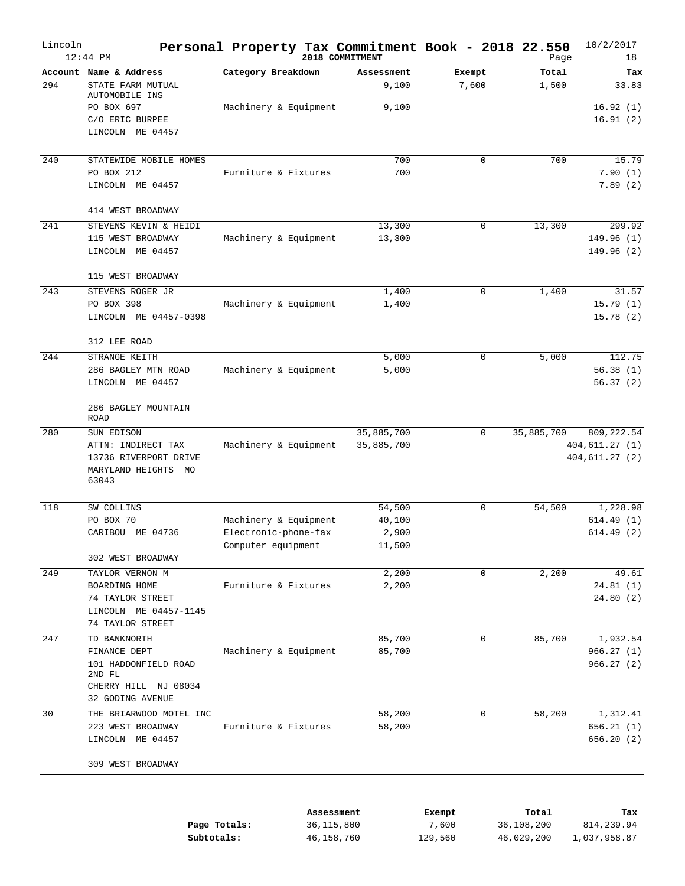# Personal Property Tax Commitment Book - 2018 22.550

Lincoln 12:44 PM — 2018 COMMITMENT — 10/2/2017

| Account | Name & Address | Category Breakdown | Assessment | Exempt | Total | Tax |
|---|---|---|---|---|---|---|
| 294 | STATE FARM MUTUAL AUTOMOBILE INS | | 9,100 | 7,600 | 1,500 | 33.83 |
| | PO BOX 697 | Machinery & Equipment | 9,100 | | | 16.92 (1) |
| | C/O ERIC BURPEE | | | | | 16.91 (2) |
| | LINCOLN ME 04457 | | | | | |
| 240 | STATEWIDE MOBILE HOMES | | 700 | 0 | 700 | 15.79 |
| | PO BOX 212 | Furniture & Fixtures | 700 | | | 7.90 (1) |
| | LINCOLN ME 04457 | | | | | 7.89 (2) |
| | 414 WEST BROADWAY | | | | | |
| 241 | STEVENS KEVIN & HEIDI | | 13,300 | 0 | 13,300 | 299.92 |
| | 115 WEST BROADWAY | Machinery & Equipment | 13,300 | | | 149.96 (1) |
| | LINCOLN ME 04457 | | | | | 149.96 (2) |
| | 115 WEST BROADWAY | | | | | |
| 243 | STEVENS ROGER JR | | 1,400 | 0 | 1,400 | 31.57 |
| | PO BOX 398 | Machinery & Equipment | 1,400 | | | 15.79 (1) |
| | LINCOLN ME 04457-0398 | | | | | 15.78 (2) |
| | 312 LEE ROAD | | | | | |
| 244 | STRANGE KEITH | | 5,000 | 0 | 5,000 | 112.75 |
| | 286 BAGLEY MTN ROAD | Machinery & Equipment | 5,000 | | | 56.38 (1) |
| | LINCOLN ME 04457 | | | | | 56.37 (2) |
| | 286 BAGLEY MOUNTAIN ROAD | | | | | |
| 280 | SUN EDISON | | 35,885,700 | 0 | 35,885,700 | 809,222.54 |
| | ATTN: INDIRECT TAX | Machinery & Equipment | 35,885,700 | | | 404,611.27 (1) |
| | 13736 RIVERPORT DRIVE | | | | | 404,611.27 (2) |
| | MARYLAND HEIGHTS MO 63043 | | | | | |
| 118 | SW COLLINS | | 54,500 | 0 | 54,500 | 1,228.98 |
| | PO BOX 70 | Machinery & Equipment | 40,100 | | | 614.49 (1) |
| | CARIBOU ME 04736 | Electronic-phone-fax | 2,900 | | | 614.49 (2) |
| | | Computer equipment | 11,500 | | | |
| | 302 WEST BROADWAY | | | | | |
| 249 | TAYLOR VERNON M | | 2,200 | 0 | 2,200 | 49.61 |
| | BOARDING HOME | Furniture & Fixtures | 2,200 | | | 24.81 (1) |
| | 74 TAYLOR STREET | | | | | 24.80 (2) |
| | LINCOLN ME 04457-1145 | | | | | |
| | 74 TAYLOR STREET | | | | | |
| 247 | TD BANKNORTH | | 85,700 | 0 | 85,700 | 1,932.54 |
| | FINANCE DEPT | Machinery & Equipment | 85,700 | | | 966.27 (1) |
| | 101 HADDONFIELD ROAD 2ND FL | | | | | 966.27 (2) |
| | CHERRY HILL NJ 08034 | | | | | |
| | 32 GODING AVENUE | | | | | |
| 30 | THE BRIARWOOD MOTEL INC | | 58,200 | 0 | 58,200 | 1,312.41 |
| | 223 WEST BROADWAY | Furniture & Fixtures | 58,200 | | | 656.21 (1) |
| | LINCOLN ME 04457 | | | | | 656.20 (2) |
| | 309 WEST BROADWAY | | | | | |

| | Assessment | Exempt | Total | Tax |
|---|---|---|---|---|
| **Page Totals:** | 36,115,800 | 7,600 | 36,108,200 | 814,239.94 |
| **Subtotals:** | 46,158,760 | 129,560 | 46,029,200 | 1,037,958.87 |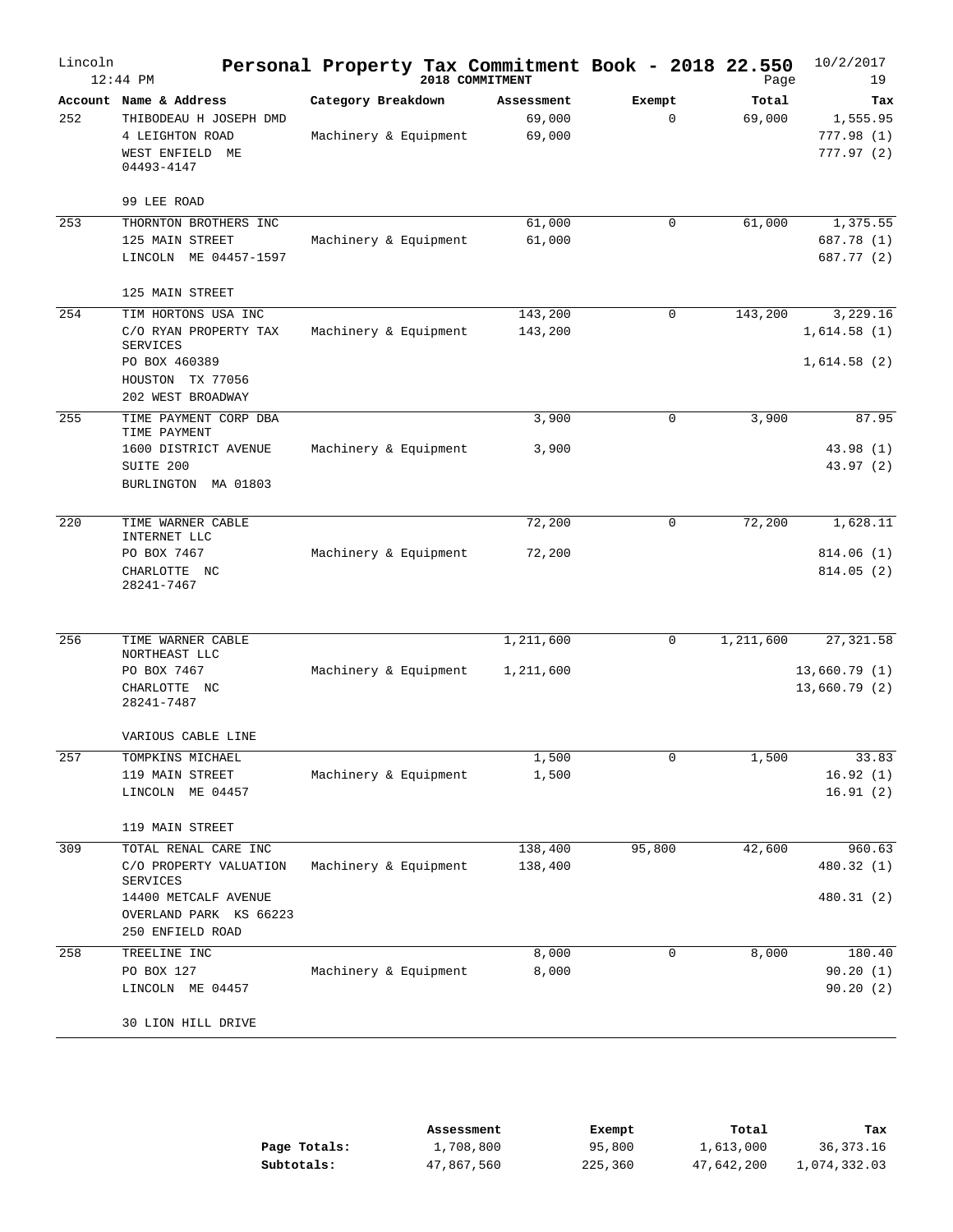# Personal Property Tax Commitment Book - 2018 22.550

Lincoln 12:44 PM — 2018 COMMITMENT — 10/2/2017

| Account | Name & Address | Category Breakdown | Assessment | Exempt | Total | Tax |
|---|---|---|---|---|---|---|
| 252 | THIBODEAU H JOSEPH DMD<br>4 LEIGHTON ROAD<br>WEST ENFIELD ME 04493-4147<br><br>99 LEE ROAD | Machinery & Equipment | 69,000<br>69,000 | 0 | 69,000 | 1,555.95<br>777.98 (1)<br>777.97 (2) |
| 253 | THORNTON BROTHERS INC<br>125 MAIN STREET<br>LINCOLN ME 04457-1597<br><br>125 MAIN STREET | Machinery & Equipment | 61,000<br>61,000 | 0 | 61,000 | 1,375.55<br>687.78 (1)<br>687.77 (2) |
| 254 | TIM HORTONS USA INC<br>C/O RYAN PROPERTY TAX SERVICES<br>PO BOX 460389<br>HOUSTON TX 77056<br>202 WEST BROADWAY | Machinery & Equipment | 143,200<br>143,200 | 0 | 143,200 | 3,229.16<br>1,614.58 (1)<br>1,614.58 (2) |
| 255 | TIME PAYMENT CORP DBA TIME PAYMENT<br>1600 DISTRICT AVENUE<br>SUITE 200<br>BURLINGTON MA 01803 | Machinery & Equipment | 3,900<br>3,900 | 0 | 3,900 | 87.95<br>43.98 (1)<br>43.97 (2) |
| 220 | TIME WARNER CABLE INTERNET LLC<br>PO BOX 7467<br>CHARLOTTE NC 28241-7467 | Machinery & Equipment | 72,200<br>72,200 | 0 | 72,200 | 1,628.11<br>814.06 (1)<br>814.05 (2) |
| 256 | TIME WARNER CABLE NORTHEAST LLC<br>PO BOX 7467<br>CHARLOTTE NC 28241-7487<br><br>VARIOUS CABLE LINE | Machinery & Equipment | 1,211,600<br>1,211,600 | 0 | 1,211,600 | 27,321.58<br>13,660.79 (1)<br>13,660.79 (2) |
| 257 | TOMPKINS MICHAEL<br>119 MAIN STREET<br>LINCOLN ME 04457<br><br>119 MAIN STREET | Machinery & Equipment | 1,500<br>1,500 | 0 | 1,500 | 33.83<br>16.92 (1)<br>16.91 (2) |
| 309 | TOTAL RENAL CARE INC<br>C/O PROPERTY VALUATION SERVICES<br>14400 METCALF AVENUE<br>OVERLAND PARK KS 66223<br>250 ENFIELD ROAD | Machinery & Equipment | 138,400<br>138,400 | 95,800 | 42,600 | 960.63<br>480.32 (1)<br>480.31 (2) |
| 258 | TREELINE INC<br>PO BOX 127<br>LINCOLN ME 04457<br><br>30 LION HILL DRIVE | Machinery & Equipment | 8,000<br>8,000 | 0 | 8,000 | 180.40<br>90.20 (1)<br>90.20 (2) |

| | Assessment | Exempt | Total | Tax |
|---|---|---|---|---|
| **Page Totals:** | 1,708,800 | 95,800 | 1,613,000 | 36,373.16 |
| **Subtotals:** | 47,867,560 | 225,360 | 47,642,200 | 1,074,332.03 |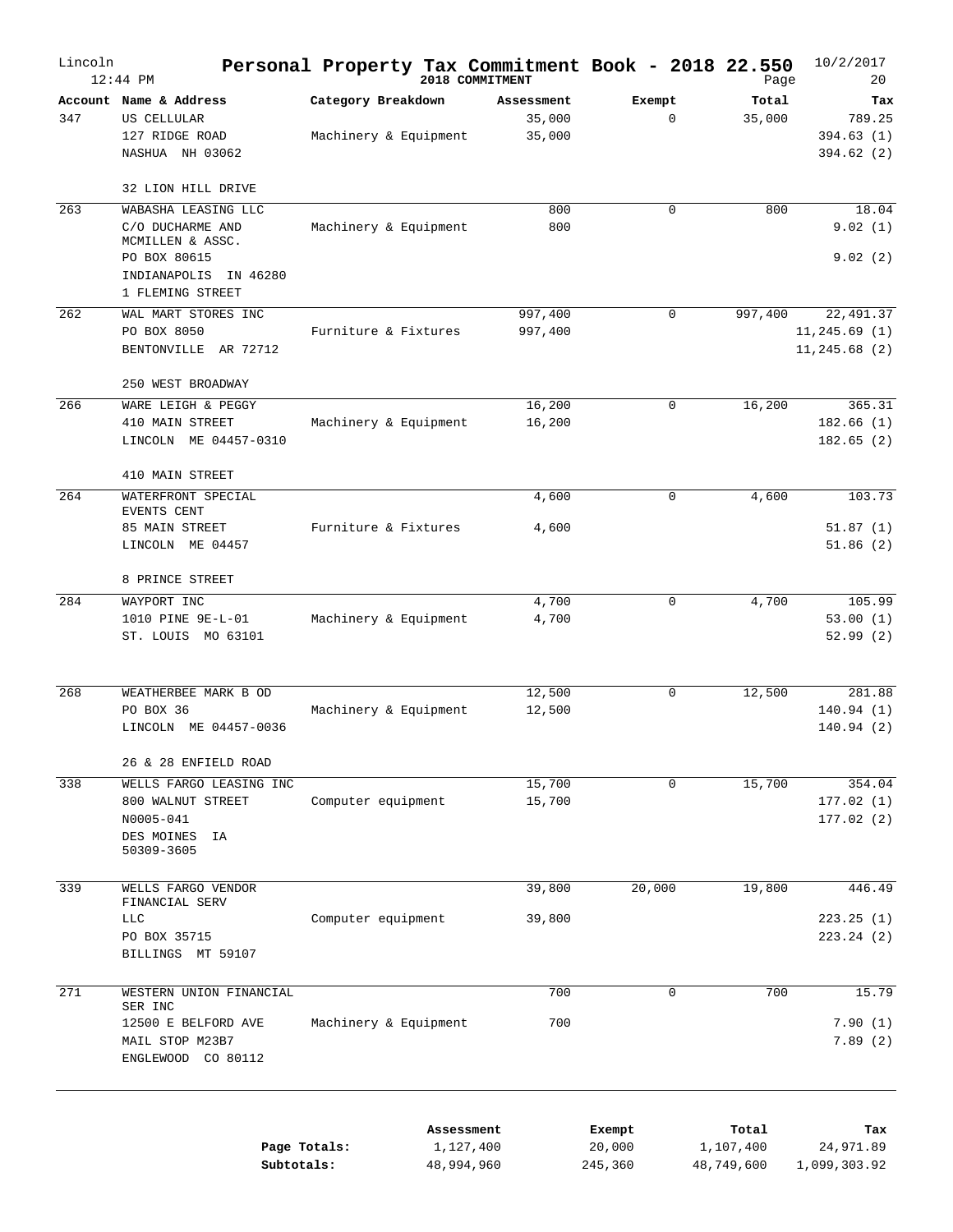# Personal Property Tax Commitment Book - 2018 22.550

Lincoln 12:44 PM — 2018 COMMITMENT — 10/2/2017

| Account | Name & Address | Category Breakdown | Assessment | Exempt | Total | Tax |
|---|---|---|---|---|---|---|
| 347 | US CELLULAR | | 35,000 | 0 | 35,000 | 789.25 |
| | 127 RIDGE ROAD | Machinery & Equipment | 35,000 | | | 394.63 (1) |
| | NASHUA NH 03062 | | | | | 394.62 (2) |
| | 32 LION HILL DRIVE | | | | | |
| 263 | WABASHA LEASING LLC | | 800 | 0 | 800 | 18.04 |
| | C/O DUCHARME AND MCMILLEN & ASSC. | Machinery & Equipment | 800 | | | 9.02 (1) |
| | PO BOX 80615 | | | | | 9.02 (2) |
| | INDIANAPOLIS IN 46280 | | | | | |
| | 1 FLEMING STREET | | | | | |
| 262 | WAL MART STORES INC | | 997,400 | 0 | 997,400 | 22,491.37 |
| | PO BOX 8050 | Furniture & Fixtures | 997,400 | | | 11,245.69 (1) |
| | BENTONVILLE AR 72712 | | | | | 11,245.68 (2) |
| | 250 WEST BROADWAY | | | | | |
| 266 | WARE LEIGH & PEGGY | | 16,200 | 0 | 16,200 | 365.31 |
| | 410 MAIN STREET | Machinery & Equipment | 16,200 | | | 182.66 (1) |
| | LINCOLN ME 04457-0310 | | | | | 182.65 (2) |
| | 410 MAIN STREET | | | | | |
| 264 | WATERFRONT SPECIAL EVENTS CENT | | 4,600 | 0 | 4,600 | 103.73 |
| | 85 MAIN STREET | Furniture & Fixtures | 4,600 | | | 51.87 (1) |
| | LINCOLN ME 04457 | | | | | 51.86 (2) |
| | 8 PRINCE STREET | | | | | |
| 284 | WAYPORT INC | | 4,700 | 0 | 4,700 | 105.99 |
| | 1010 PINE 9E-L-01 | Machinery & Equipment | 4,700 | | | 53.00 (1) |
| | ST. LOUIS MO 63101 | | | | | 52.99 (2) |
| 268 | WEATHERBEE MARK B OD | | 12,500 | 0 | 12,500 | 281.88 |
| | PO BOX 36 | Machinery & Equipment | 12,500 | | | 140.94 (1) |
| | LINCOLN ME 04457-0036 | | | | | 140.94 (2) |
| | 26 & 28 ENFIELD ROAD | | | | | |
| 338 | WELLS FARGO LEASING INC | | 15,700 | 0 | 15,700 | 354.04 |
| | 800 WALNUT STREET | Computer equipment | 15,700 | | | 177.02 (1) |
| | N0005-041 | | | | | 177.02 (2) |
| | DES MOINES IA 50309-3605 | | | | | |
| 339 | WELLS FARGO VENDOR FINANCIAL SERV | | 39,800 | 20,000 | 19,800 | 446.49 |
| | LLC | Computer equipment | 39,800 | | | 223.25 (1) |
| | PO BOX 35715 | | | | | 223.24 (2) |
| | BILLINGS MT 59107 | | | | | |
| 271 | WESTERN UNION FINANCIAL SER INC | | 700 | 0 | 700 | 15.79 |
| | 12500 E BELFORD AVE | Machinery & Equipment | 700 | | | 7.90 (1) |
| | MAIL STOP M23B7 | | | | | 7.89 (2) |
| | ENGLEWOOD CO 80112 | | | | | |

| | Assessment | Exempt | Total | Tax |
|---|---|---|---|---|
| **Page Totals:** | 1,127,400 | 20,000 | 1,107,400 | 24,971.89 |
| **Subtotals:** | 48,994,960 | 245,360 | 48,749,600 | 1,099,303.92 |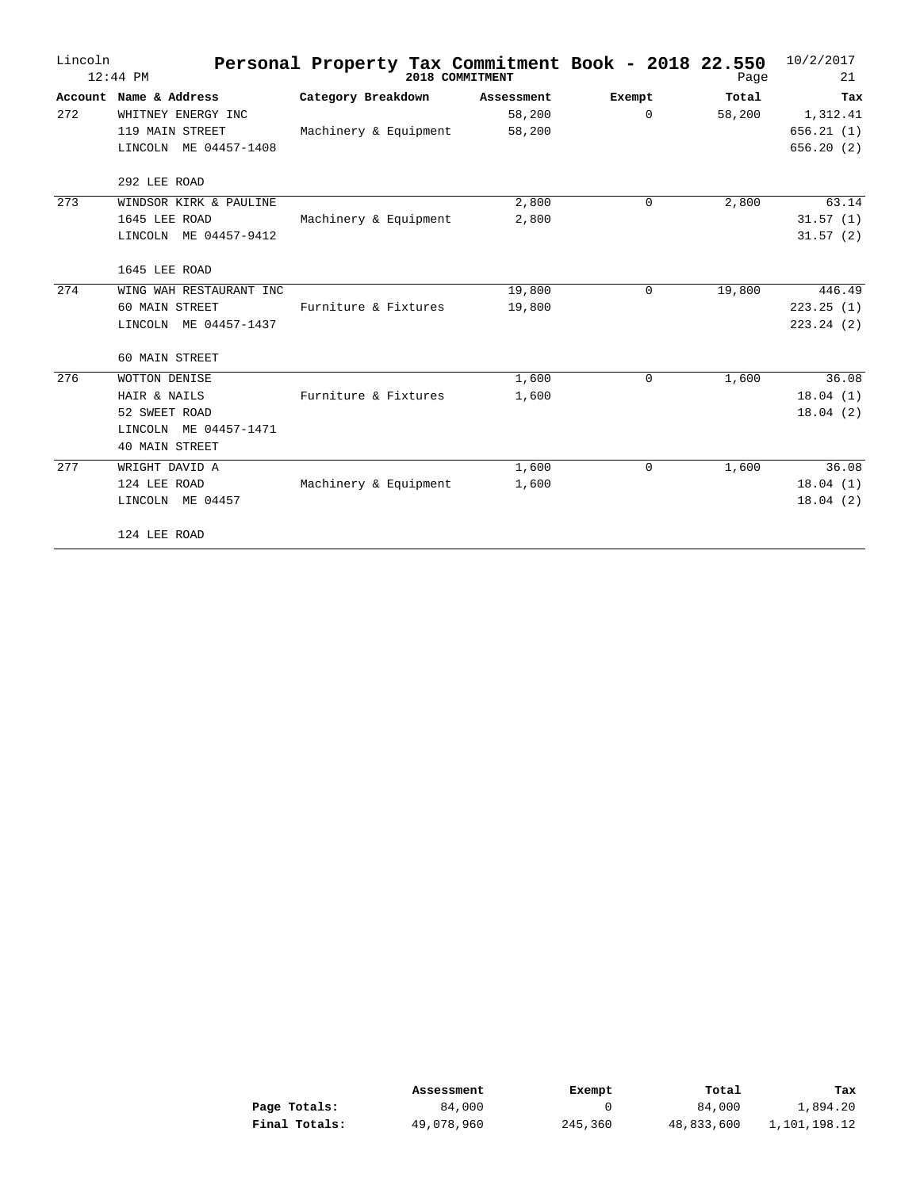# Personal Property Tax Commitment Book - 2018 22.550

Lincoln 12:44 PM

2018 COMMITMENT

10/2/2017

| Account | Name & Address | Category Breakdown | Assessment | Exempt | Total | Tax |
|---|---|---|---|---|---|---|
| 272 | WHITNEY ENERGY INC | | 58,200 | 0 | 58,200 | 1,312.41 |
| | 119 MAIN STREET | Machinery & Equipment | 58,200 | | | 656.21 (1) |
| | LINCOLN ME 04457-1408 | | | | | 656.20 (2) |
| | 292 LEE ROAD | | | | | |
| 273 | WINDSOR KIRK & PAULINE | | 2,800 | 0 | 2,800 | 63.14 |
| | 1645 LEE ROAD | Machinery & Equipment | 2,800 | | | 31.57 (1) |
| | LINCOLN ME 04457-9412 | | | | | 31.57 (2) |
| | 1645 LEE ROAD | | | | | |
| 274 | WING WAH RESTAURANT INC | | 19,800 | 0 | 19,800 | 446.49 |
| | 60 MAIN STREET | Furniture & Fixtures | 19,800 | | | 223.25 (1) |
| | LINCOLN ME 04457-1437 | | | | | 223.24 (2) |
| | 60 MAIN STREET | | | | | |
| 276 | WOTTON DENISE | | 1,600 | 0 | 1,600 | 36.08 |
| | HAIR & NAILS | Furniture & Fixtures | 1,600 | | | 18.04 (1) |
| | 52 SWEET ROAD | | | | | 18.04 (2) |
| | LINCOLN ME 04457-1471 | | | | | |
| | 40 MAIN STREET | | | | | |
| 277 | WRIGHT DAVID A | | 1,600 | 0 | 1,600 | 36.08 |
| | 124 LEE ROAD | Machinery & Equipment | 1,600 | | | 18.04 (1) |
| | LINCOLN ME 04457 | | | | | 18.04 (2) |
| | 124 LEE ROAD | | | | | |

| | Assessment | Exempt | Total | Tax |
|---|---|---|---|---|
| **Page Totals:** | 84,000 | 0 | 84,000 | 1,894.20 |
| **Final Totals:** | 49,078,960 | 245,360 | 48,833,600 | 1,101,198.12 |